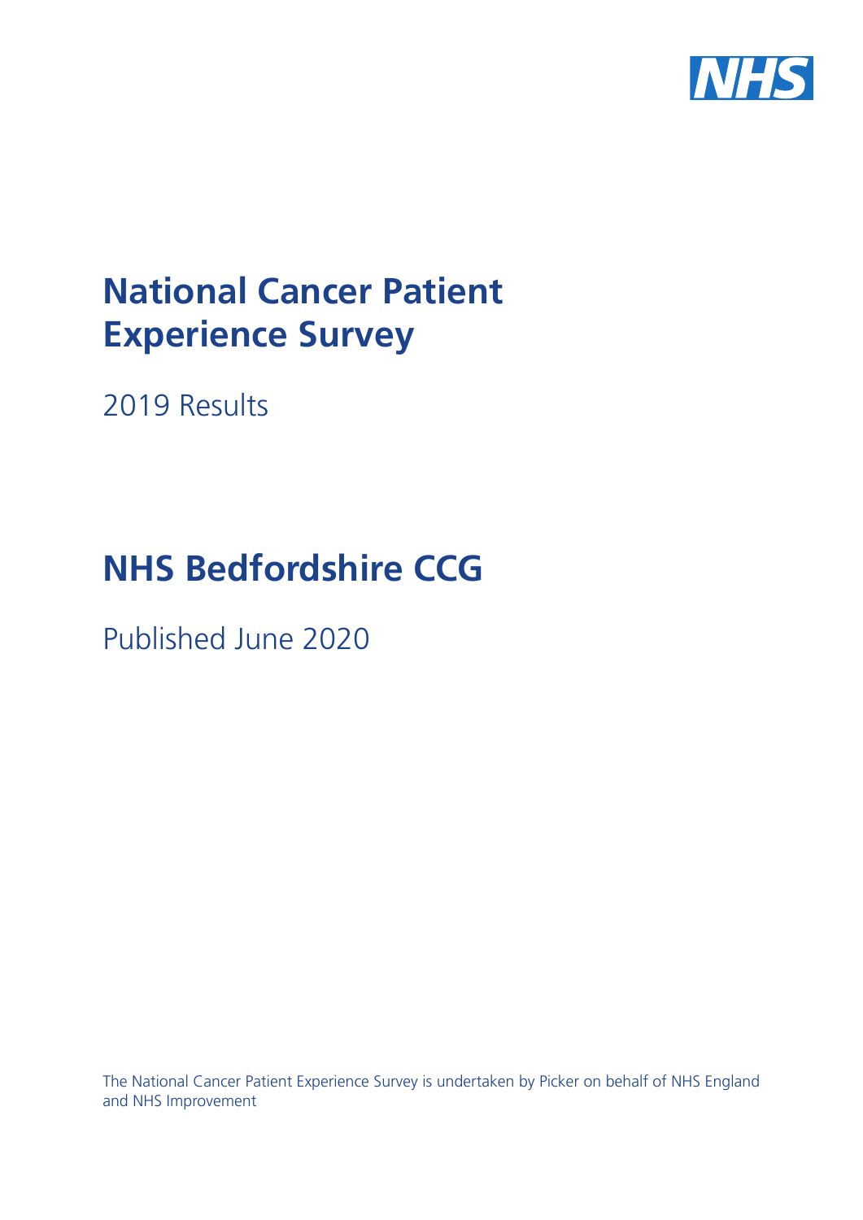# National Cancer Patient Experience Survey

2019 Results

# NHS Bedfordshire CCG

Published June 2020

The National Cancer Patient Experience Survey is undertaken by Picker on behalf of NHS England and NHS Improvement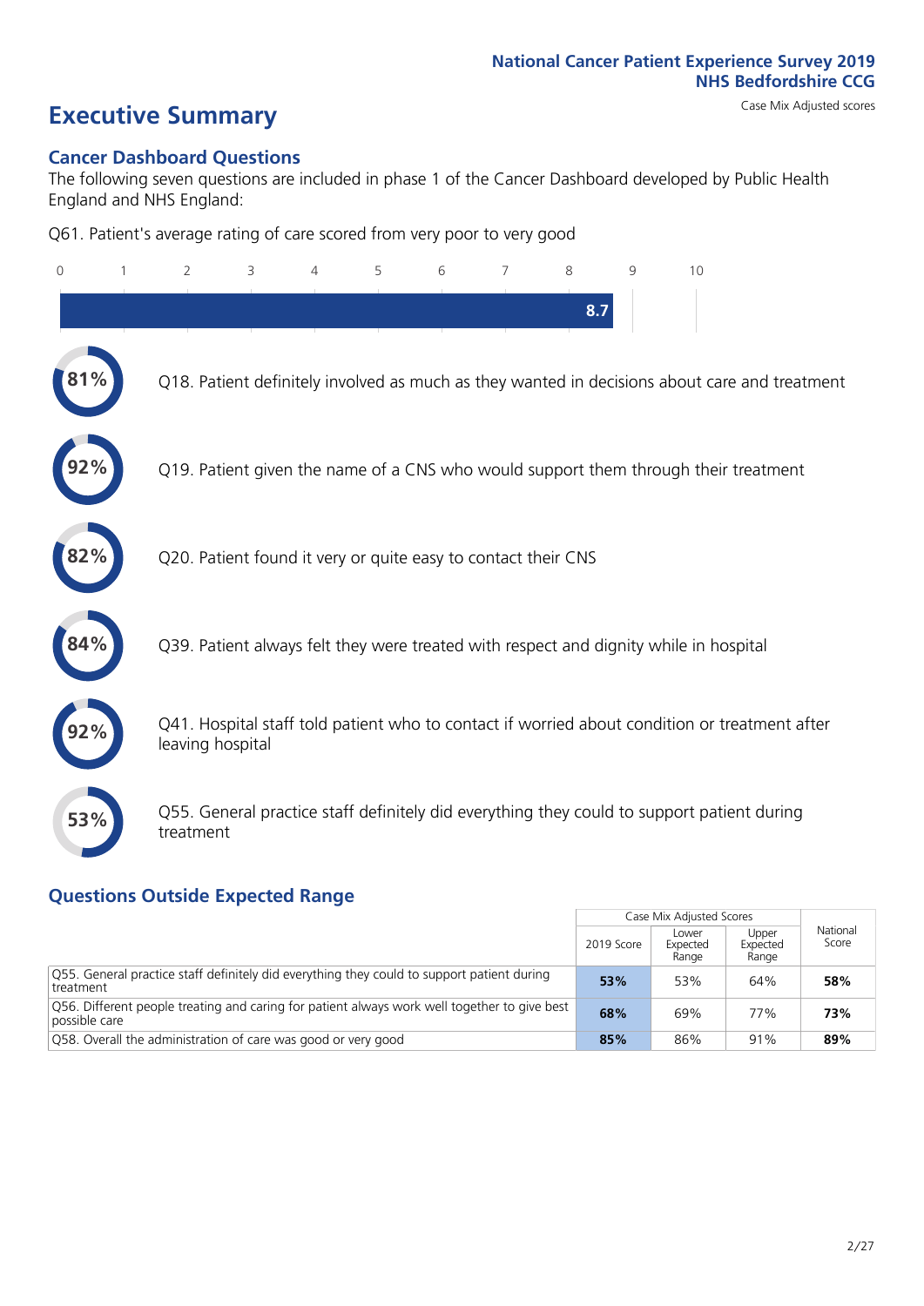National Cancer Patient Experience Survey 2019
NHS Bedfordshire CCG

# Executive Summary

Case Mix Adjusted scores

## Cancer Dashboard Questions

The following seven questions are included in phase 1 of the Cancer Dashboard developed by Public Health England and NHS England:

Q61. Patient's average rating of care scored from very poor to very good

8.7

- **81%** Q18. Patient definitely involved as much as they wanted in decisions about care and treatment
- **92%** Q19. Patient given the name of a CNS who would support them through their treatment
- **82%** Q20. Patient found it very or quite easy to contact their CNS
- **84%** Q39. Patient always felt they were treated with respect and dignity while in hospital
- **92%** Q41. Hospital staff told patient who to contact if worried about condition or treatment after leaving hospital
- **53%** Q55. General practice staff definitely did everything they could to support patient during treatment

## Questions Outside Expected Range

| | Case Mix Adjusted Scores | | | National Score |
|---|---|---|---|---|
| | 2019 Score | Lower Expected Range | Upper Expected Range | |
| Q55. General practice staff definitely did everything they could to support patient during treatment | **53%** | 53% | 64% | **58%** |
| Q56. Different people treating and caring for patient always work well together to give best possible care | **68%** | 69% | 77% | **73%** |
| Q58. Overall the administration of care was good or very good | **85%** | 86% | 91% | **89%** |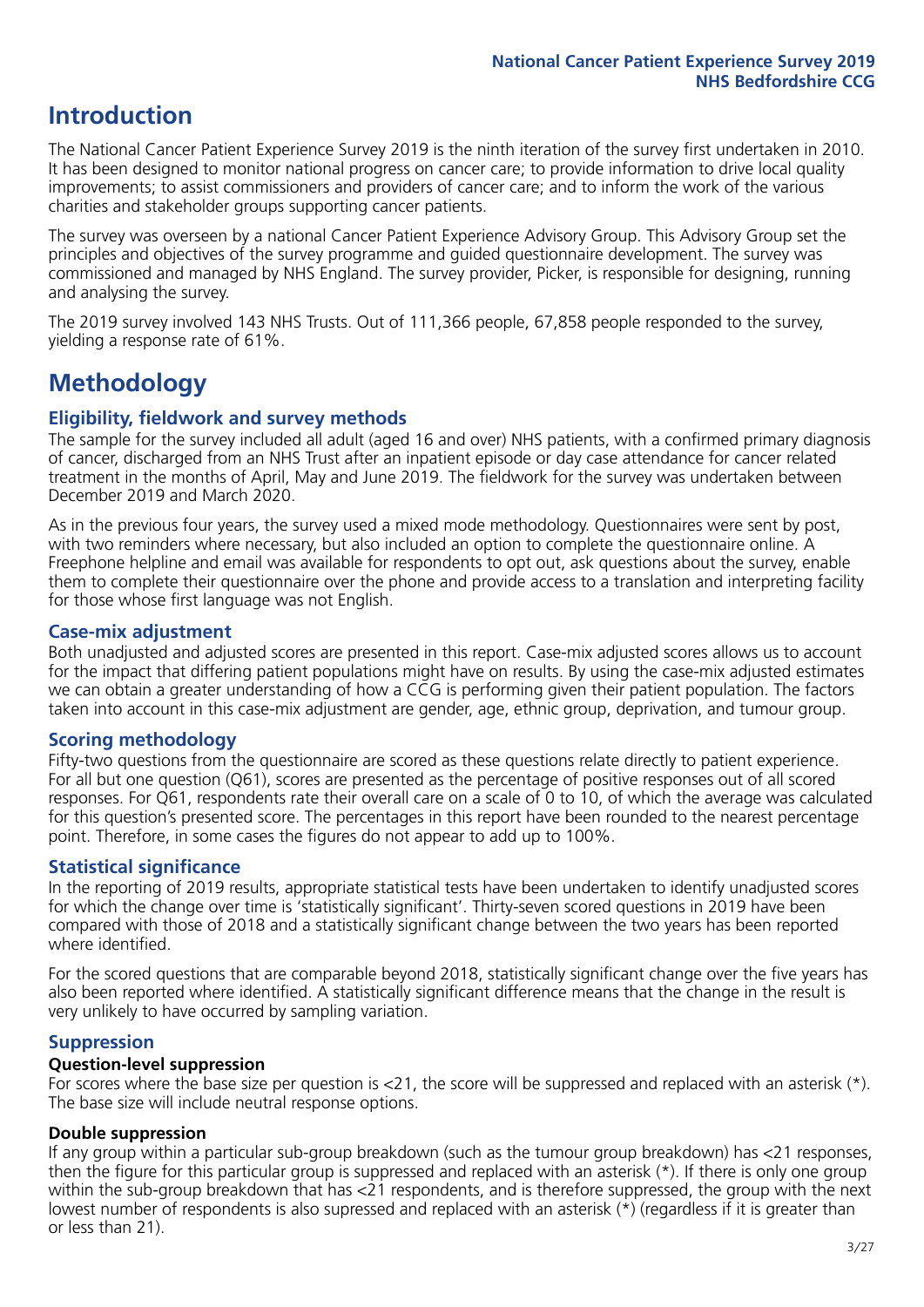# Introduction

The National Cancer Patient Experience Survey 2019 is the ninth iteration of the survey first undertaken in 2010. It has been designed to monitor national progress on cancer care; to provide information to drive local quality improvements; to assist commissioners and providers of cancer care; and to inform the work of the various charities and stakeholder groups supporting cancer patients.

The survey was overseen by a national Cancer Patient Experience Advisory Group. This Advisory Group set the principles and objectives of the survey programme and guided questionnaire development. The survey was commissioned and managed by NHS England. The survey provider, Picker, is responsible for designing, running and analysing the survey.

The 2019 survey involved 143 NHS Trusts. Out of 111,366 people, 67,858 people responded to the survey, yielding a response rate of 61%.

# Methodology

## Eligibility, fieldwork and survey methods

The sample for the survey included all adult (aged 16 and over) NHS patients, with a confirmed primary diagnosis of cancer, discharged from an NHS Trust after an inpatient episode or day case attendance for cancer related treatment in the months of April, May and June 2019. The fieldwork for the survey was undertaken between December 2019 and March 2020.

As in the previous four years, the survey used a mixed mode methodology. Questionnaires were sent by post, with two reminders where necessary, but also included an option to complete the questionnaire online. A Freephone helpline and email was available for respondents to opt out, ask questions about the survey, enable them to complete their questionnaire over the phone and provide access to a translation and interpreting facility for those whose first language was not English.

## Case-mix adjustment

Both unadjusted and adjusted scores are presented in this report. Case-mix adjusted scores allows us to account for the impact that differing patient populations might have on results. By using the case-mix adjusted estimates we can obtain a greater understanding of how a CCG is performing given their patient population. The factors taken into account in this case-mix adjustment are gender, age, ethnic group, deprivation, and tumour group.

## Scoring methodology

Fifty-two questions from the questionnaire are scored as these questions relate directly to patient experience. For all but one question (Q61), scores are presented as the percentage of positive responses out of all scored responses. For Q61, respondents rate their overall care on a scale of 0 to 10, of which the average was calculated for this question's presented score. The percentages in this report have been rounded to the nearest percentage point. Therefore, in some cases the figures do not appear to add up to 100%.

## Statistical significance

In the reporting of 2019 results, appropriate statistical tests have been undertaken to identify unadjusted scores for which the change over time is 'statistically significant'. Thirty-seven scored questions in 2019 have been compared with those of 2018 and a statistically significant change between the two years has been reported where identified.

For the scored questions that are comparable beyond 2018, statistically significant change over the five years has also been reported where identified. A statistically significant difference means that the change in the result is very unlikely to have occurred by sampling variation.

## Suppression

### Question-level suppression

For scores where the base size per question is <21, the score will be suppressed and replaced with an asterisk (*). The base size will include neutral response options.

### Double suppression

If any group within a particular sub-group breakdown (such as the tumour group breakdown) has <21 responses, then the figure for this particular group is suppressed and replaced with an asterisk (*). If there is only one group within the sub-group breakdown that has <21 respondents, and is therefore suppressed, the group with the next lowest number of respondents is also supressed and replaced with an asterisk (*) (regardless if it is greater than or less than 21).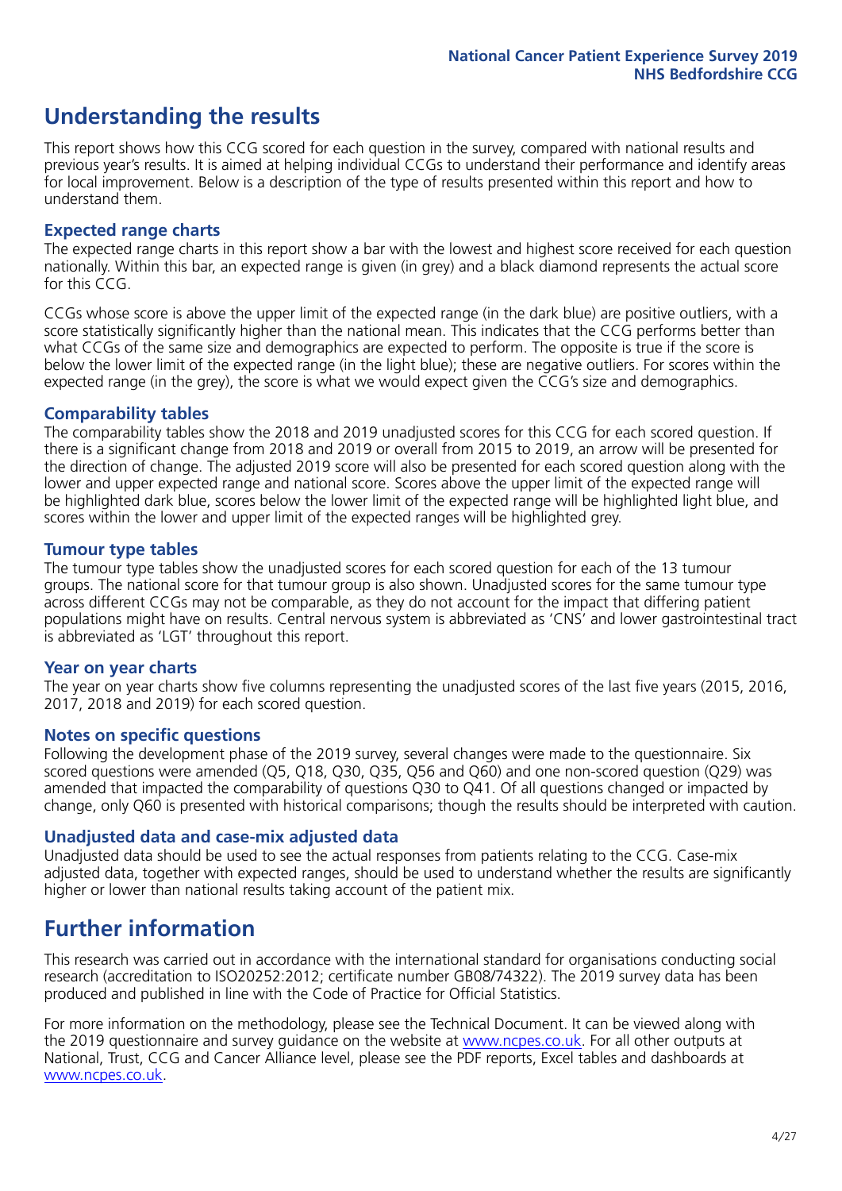# Understanding the results

This report shows how this CCG scored for each question in the survey, compared with national results and previous year's results. It is aimed at helping individual CCGs to understand their performance and identify areas for local improvement. Below is a description of the type of results presented within this report and how to understand them.

### Expected range charts

The expected range charts in this report show a bar with the lowest and highest score received for each question nationally. Within this bar, an expected range is given (in grey) and a black diamond represents the actual score for this CCG.

CCGs whose score is above the upper limit of the expected range (in the dark blue) are positive outliers, with a score statistically significantly higher than the national mean. This indicates that the CCG performs better than what CCGs of the same size and demographics are expected to perform. The opposite is true if the score is below the lower limit of the expected range (in the light blue); these are negative outliers. For scores within the expected range (in the grey), the score is what we would expect given the CCG's size and demographics.

### Comparability tables

The comparability tables show the 2018 and 2019 unadjusted scores for this CCG for each scored question. If there is a significant change from 2018 and 2019 or overall from 2015 to 2019, an arrow will be presented for the direction of change. The adjusted 2019 score will also be presented for each scored question along with the lower and upper expected range and national score. Scores above the upper limit of the expected range will be highlighted dark blue, scores below the lower limit of the expected range will be highlighted light blue, and scores within the lower and upper limit of the expected ranges will be highlighted grey.

### Tumour type tables

The tumour type tables show the unadjusted scores for each scored question for each of the 13 tumour groups. The national score for that tumour group is also shown. Unadjusted scores for the same tumour type across different CCGs may not be comparable, as they do not account for the impact that differing patient populations might have on results. Central nervous system is abbreviated as 'CNS' and lower gastrointestinal tract is abbreviated as 'LGT' throughout this report.

### Year on year charts

The year on year charts show five columns representing the unadjusted scores of the last five years (2015, 2016, 2017, 2018 and 2019) for each scored question.

### Notes on specific questions

Following the development phase of the 2019 survey, several changes were made to the questionnaire. Six scored questions were amended (Q5, Q18, Q30, Q35, Q56 and Q60) and one non-scored question (Q29) was amended that impacted the comparability of questions Q30 to Q41. Of all questions changed or impacted by change, only Q60 is presented with historical comparisons; though the results should be interpreted with caution.

### Unadjusted data and case-mix adjusted data

Unadjusted data should be used to see the actual responses from patients relating to the CCG. Case-mix adjusted data, together with expected ranges, should be used to understand whether the results are significantly higher or lower than national results taking account of the patient mix.

# Further information

This research was carried out in accordance with the international standard for organisations conducting social research (accreditation to ISO20252:2012; certificate number GB08/74322). The 2019 survey data has been produced and published in line with the Code of Practice for Official Statistics.

For more information on the methodology, please see the Technical Document. It can be viewed along with the 2019 questionnaire and survey guidance on the website at www.ncpes.co.uk. For all other outputs at National, Trust, CCG and Cancer Alliance level, please see the PDF reports, Excel tables and dashboards at www.ncpes.co.uk.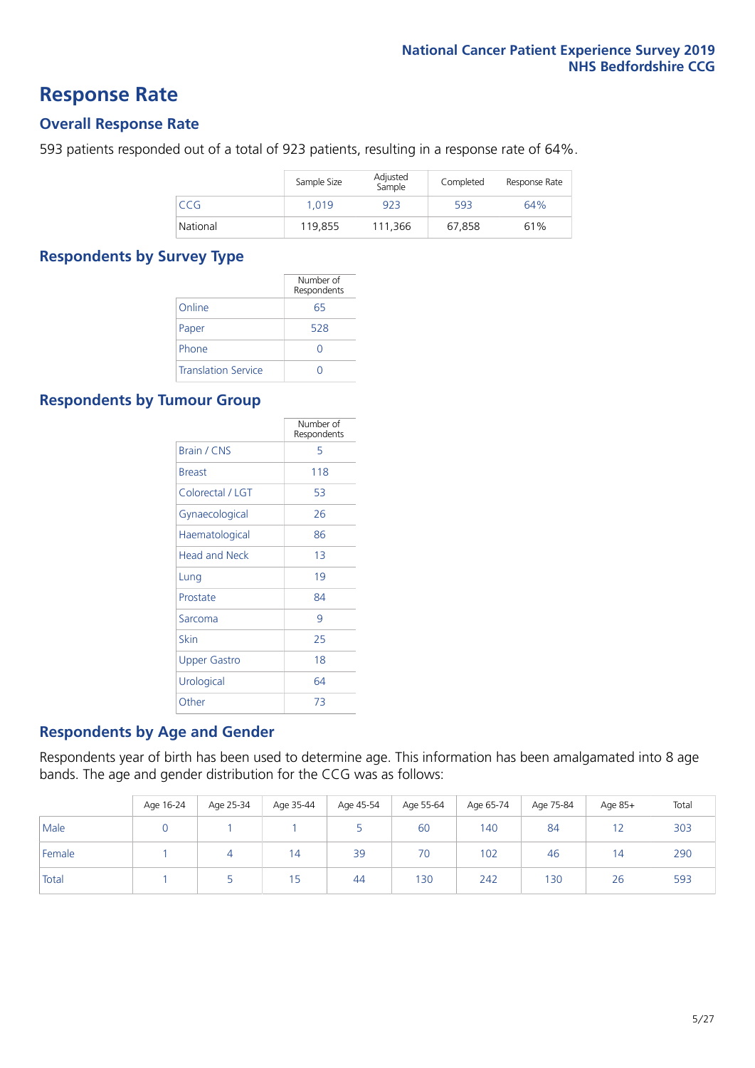# Response Rate

## Overall Response Rate

593 patients responded out of a total of 923 patients, resulting in a response rate of 64%.

| | Sample Size | Adjusted Sample | Completed | Response Rate |
|---|---|---|---|---|
| CCG | 1,019 | 923 | 593 | 64% |
| National | 119,855 | 111,366 | 67,858 | 61% |

## Respondents by Survey Type

| | Number of Respondents |
|---|---|
| Online | 65 |
| Paper | 528 |
| Phone | 0 |
| Translation Service | 0 |

## Respondents by Tumour Group

| | Number of Respondents |
|---|---|
| Brain / CNS | 5 |
| Breast | 118 |
| Colorectal / LGT | 53 |
| Gynaecological | 26 |
| Haematological | 86 |
| Head and Neck | 13 |
| Lung | 19 |
| Prostate | 84 |
| Sarcoma | 9 |
| Skin | 25 |
| Upper Gastro | 18 |
| Urological | 64 |
| Other | 73 |

## Respondents by Age and Gender

Respondents year of birth has been used to determine age. This information has been amalgamated into 8 age bands. The age and gender distribution for the CCG was as follows:

| | Age 16-24 | Age 25-34 | Age 35-44 | Age 45-54 | Age 55-64 | Age 65-74 | Age 75-84 | Age 85+ | Total |
|---|---|---|---|---|---|---|---|---|---|
| Male | 0 | 1 | 1 | 5 | 60 | 140 | 84 | 12 | 303 |
| Female | 1 | 4 | 14 | 39 | 70 | 102 | 46 | 14 | 290 |
| Total | 1 | 5 | 15 | 44 | 130 | 242 | 130 | 26 | 593 |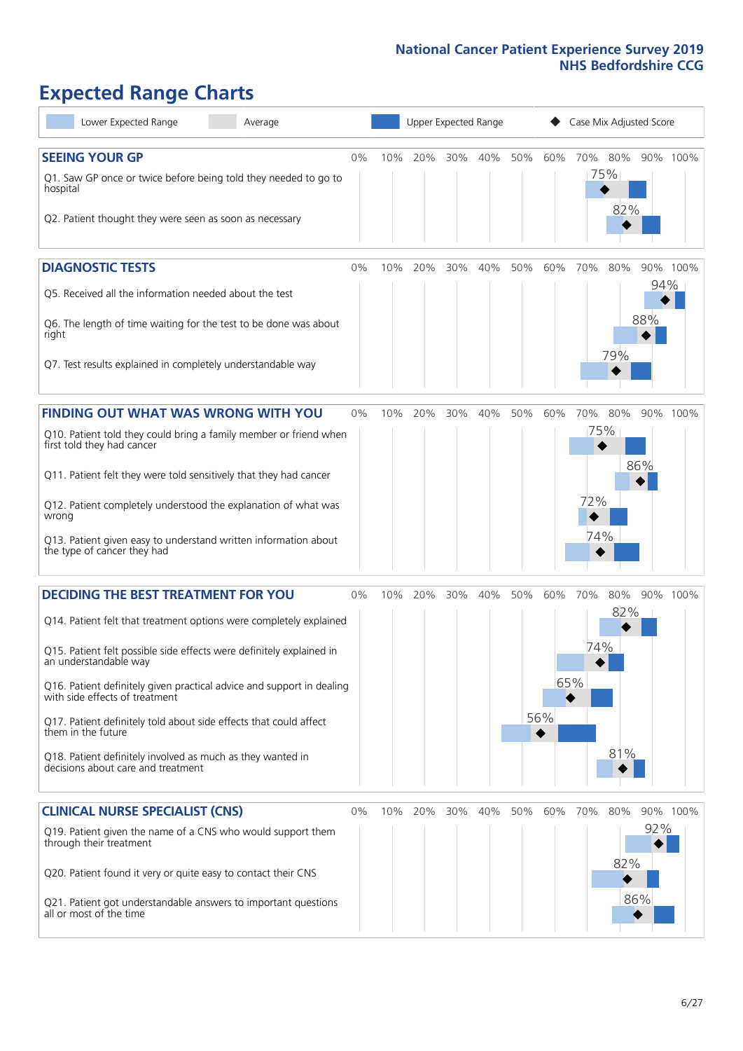National Cancer Patient Experience Survey 2019
NHS Bedfordshire CCG

# Expected Range Charts

Lower Expected Range | Average | Upper Expected Range | Case Mix Adjusted Score

## SEEING YOUR GP

| Question | Case Mix Adjusted Score |
|---|---|
| Q1. Saw GP once or twice before being told they needed to go to hospital | 75% |
| Q2. Patient thought they were seen as soon as necessary | 82% |

## DIAGNOSTIC TESTS

| Question | Case Mix Adjusted Score |
|---|---|
| Q5. Received all the information needed about the test | 94% |
| Q6. The length of time waiting for the test to be done was about right | 88% |
| Q7. Test results explained in completely understandable way | 79% |

## FINDING OUT WHAT WAS WRONG WITH YOU

| Question | Case Mix Adjusted Score |
|---|---|
| Q10. Patient told they could bring a family member or friend when first told they had cancer | 75% |
| Q11. Patient felt they were told sensitively that they had cancer | 86% |
| Q12. Patient completely understood the explanation of what was wrong | 72% |
| Q13. Patient given easy to understand written information about the type of cancer they had | 74% |

## DECIDING THE BEST TREATMENT FOR YOU

| Question | Case Mix Adjusted Score |
|---|---|
| Q14. Patient felt that treatment options were completely explained | 82% |
| Q15. Patient felt possible side effects were definitely explained in an understandable way | 74% |
| Q16. Patient definitely given practical advice and support in dealing with side effects of treatment | 65% |
| Q17. Patient definitely told about side effects that could affect them in the future | 56% |
| Q18. Patient definitely involved as much as they wanted in decisions about care and treatment | 81% |

## CLINICAL NURSE SPECIALIST (CNS)

| Question | Case Mix Adjusted Score |
|---|---|
| Q19. Patient given the name of a CNS who would support them through their treatment | 92% |
| Q20. Patient found it very or quite easy to contact their CNS | 82% |
| Q21. Patient got understandable answers to important questions all or most of the time | 86% |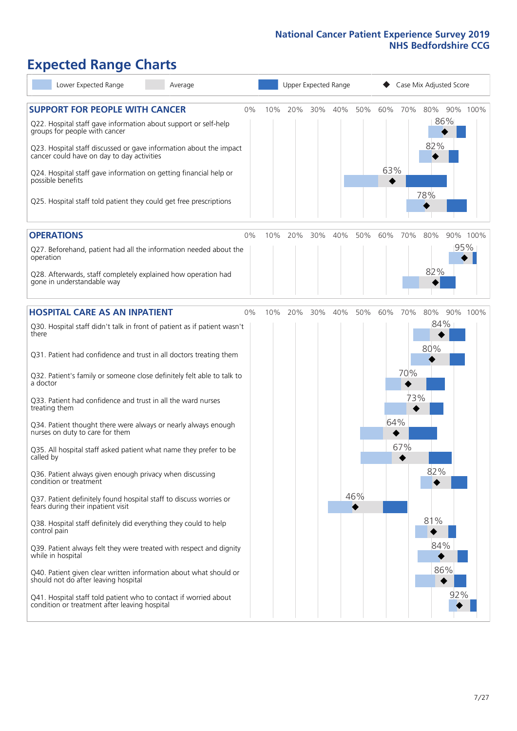# Expected Range Charts

Lower Expected Range | Average | Upper Expected Range | Case Mix Adjusted Score

## SUPPORT FOR PEOPLE WITH CANCER

| Question | Case Mix Adjusted Score |
|---|---|
| Q22. Hospital staff gave information about support or self-help groups for people with cancer | 86% |
| Q23. Hospital staff discussed or gave information about the impact cancer could have on day to day activities | 82% |
| Q24. Hospital staff gave information on getting financial help or possible benefits | 63% |
| Q25. Hospital staff told patient they could get free prescriptions | 78% |

## OPERATIONS

| Question | Case Mix Adjusted Score |
|---|---|
| Q27. Beforehand, patient had all the information needed about the operation | 95% |
| Q28. Afterwards, staff completely explained how operation had gone in understandable way | 82% |

## HOSPITAL CARE AS AN INPATIENT

| Question | Case Mix Adjusted Score |
|---|---|
| Q30. Hospital staff didn't talk in front of patient as if patient wasn't there | 84% |
| Q31. Patient had confidence and trust in all doctors treating them | 80% |
| Q32. Patient's family or someone close definitely felt able to talk to a doctor | 70% |
| Q33. Patient had confidence and trust in all the ward nurses treating them | 73% |
| Q34. Patient thought there were always or nearly always enough nurses on duty to care for them | 64% |
| Q35. All hospital staff asked patient what name they prefer to be called by | 67% |
| Q36. Patient always given enough privacy when discussing condition or treatment | 82% |
| Q37. Patient definitely found hospital staff to discuss worries or fears during their inpatient visit | 46% |
| Q38. Hospital staff definitely did everything they could to help control pain | 81% |
| Q39. Patient always felt they were treated with respect and dignity while in hospital | 84% |
| Q40. Patient given clear written information about what should or should not do after leaving hospital | 86% |
| Q41. Hospital staff told patient who to contact if worried about condition or treatment after leaving hospital | 92% |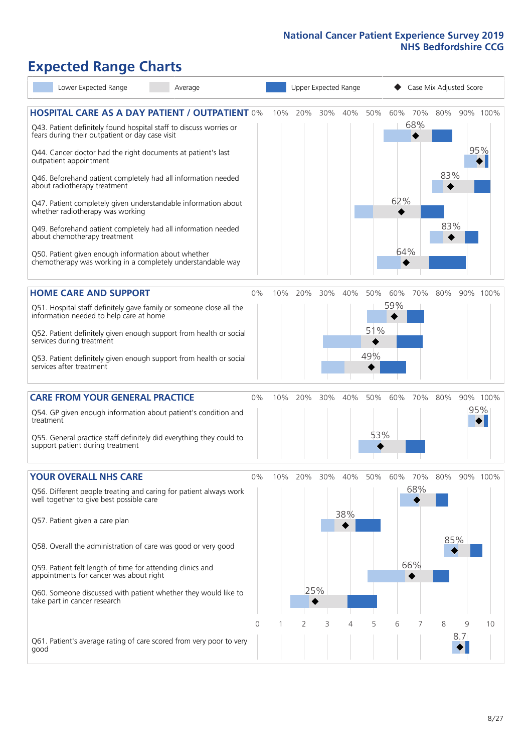# Expected Range Charts

Legend: Lower Expected Range | Average | Upper Expected Range | ◆ Case Mix Adjusted Score

## HOSPITAL CARE AS A DAY PATIENT / OUTPATIENT

| Question | Case Mix Adjusted Score |
|---|---|
| Q43. Patient definitely found hospital staff to discuss worries or fears during their outpatient or day case visit | 68% |
| Q44. Cancer doctor had the right documents at patient's last outpatient appointment | 95% |
| Q46. Beforehand patient completely had all information needed about radiotherapy treatment | 83% |
| Q47. Patient completely given understandable information about whether radiotherapy was working | 62% |
| Q49. Beforehand patient completely had all information needed about chemotherapy treatment | 83% |
| Q50. Patient given enough information about whether chemotherapy was working in a completely understandable way | 64% |

## HOME CARE AND SUPPORT

| Question | Case Mix Adjusted Score |
|---|---|
| Q51. Hospital staff definitely gave family or someone close all the information needed to help care at home | 59% |
| Q52. Patient definitely given enough support from health or social services during treatment | 51% |
| Q53. Patient definitely given enough support from health or social services after treatment | 49% |

## CARE FROM YOUR GENERAL PRACTICE

| Question | Case Mix Adjusted Score |
|---|---|
| Q54. GP given enough information about patient's condition and treatment | 95% |
| Q55. General practice staff definitely did everything they could to support patient during treatment | 53% |

## YOUR OVERALL NHS CARE

| Question | Case Mix Adjusted Score |
|---|---|
| Q56. Different people treating and caring for patient always work well together to give best possible care | 68% |
| Q57. Patient given a care plan | 38% |
| Q58. Overall the administration of care was good or very good | 85% |
| Q59. Patient felt length of time for attending clinics and appointments for cancer was about right | 66% |
| Q60. Someone discussed with patient whether they would like to take part in cancer research | 25% |
| Q61. Patient's average rating of care scored from very poor to very good | 8.7 |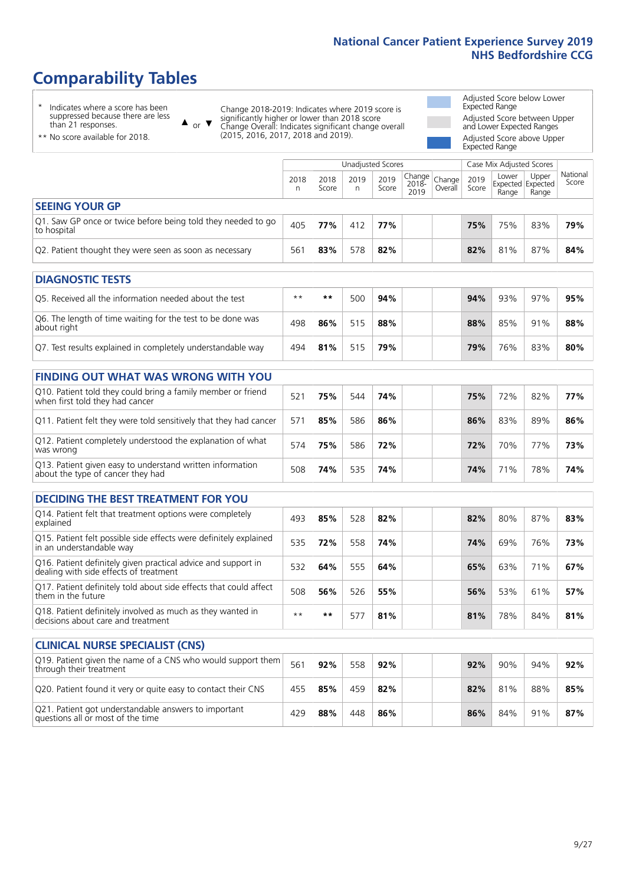National Cancer Patient Experience Survey 2019
NHS Bedfordshire CCG

# Comparability Tables

\* Indicates where a score has been suppressed because there are less than 21 responses.

** No score available for 2018.

▲ or ▼ Change 2018-2019: Indicates where 2019 score is significantly higher or lower than 2018 score
Change Overall: Indicates significant change overall (2015, 2016, 2017, 2018 and 2019).

Adjusted Score below Lower Expected Range
Adjusted Score between Upper and Lower Expected Ranges
Adjusted Score above Upper Expected Range

| | Unadjusted Scores | | | | | | Case Mix Adjusted Scores | | | |
|---|---|---|---|---|---|---|---|---|---|---|
| | 2018 n | 2018 Score | 2019 n | 2019 Score | Change 2018-2019 | Change Overall | 2019 Score | Lower Expected Range | Upper Expected Range | National Score |
| **SEEING YOUR GP** | | | | | | | | | | |
| Q1. Saw GP once or twice before being told they needed to go to hospital | 405 | **77%** | 412 | **77%** | | | **75%** | 75% | 83% | **79%** |
| Q2. Patient thought they were seen as soon as necessary | 561 | **83%** | 578 | **82%** | | | **82%** | 81% | 87% | **84%** |
| **DIAGNOSTIC TESTS** | | | | | | | | | | |
| Q5. Received all the information needed about the test | ** | ** | 500 | **94%** | | | **94%** | 93% | 97% | **95%** |
| Q6. The length of time waiting for the test to be done was about right | 498 | **86%** | 515 | **88%** | | | **88%** | 85% | 91% | **88%** |
| Q7. Test results explained in completely understandable way | 494 | **81%** | 515 | **79%** | | | **79%** | 76% | 83% | **80%** |
| **FINDING OUT WHAT WAS WRONG WITH YOU** | | | | | | | | | | |
| Q10. Patient told they could bring a family member or friend when first told they had cancer | 521 | **75%** | 544 | **74%** | | | **75%** | 72% | 82% | **77%** |
| Q11. Patient felt they were told sensitively that they had cancer | 571 | **85%** | 586 | **86%** | | | **86%** | 83% | 89% | **86%** |
| Q12. Patient completely understood the explanation of what was wrong | 574 | **75%** | 586 | **72%** | | | **72%** | 70% | 77% | **73%** |
| Q13. Patient given easy to understand written information about the type of cancer they had | 508 | **74%** | 535 | **74%** | | | **74%** | 71% | 78% | **74%** |
| **DECIDING THE BEST TREATMENT FOR YOU** | | | | | | | | | | |
| Q14. Patient felt that treatment options were completely explained | 493 | **85%** | 528 | **82%** | | | **82%** | 80% | 87% | **83%** |
| Q15. Patient felt possible side effects were definitely explained in an understandable way | 535 | **72%** | 558 | **74%** | | | **74%** | 69% | 76% | **73%** |
| Q16. Patient definitely given practical advice and support in dealing with side effects of treatment | 532 | **64%** | 555 | **64%** | | | **65%** | 63% | 71% | **67%** |
| Q17. Patient definitely told about side effects that could affect them in the future | 508 | **56%** | 526 | **55%** | | | **56%** | 53% | 61% | **57%** |
| Q18. Patient definitely involved as much as they wanted in decisions about care and treatment | ** | ** | 577 | **81%** | | | **81%** | 78% | 84% | **81%** |
| **CLINICAL NURSE SPECIALIST (CNS)** | | | | | | | | | | |
| Q19. Patient given the name of a CNS who would support them through their treatment | 561 | **92%** | 558 | **92%** | | | **92%** | 90% | 94% | **92%** |
| Q20. Patient found it very or quite easy to contact their CNS | 455 | **85%** | 459 | **82%** | | | **82%** | 81% | 88% | **85%** |
| Q21. Patient got understandable answers to important questions all or most of the time | 429 | **88%** | 448 | **86%** | | | **86%** | 84% | 91% | **87%** |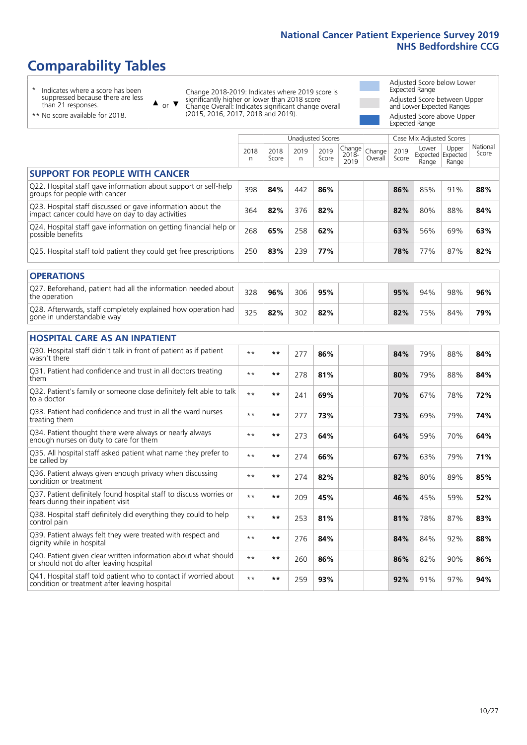# Comparability Tables

\* Indicates where a score has been suppressed because there are less than 21 responses.

\*\* No score available for 2018.

▲ or ▼ Change 2018-2019: Indicates where 2019 score is significantly higher or lower than 2018 score. Change Overall: Indicates significant change overall (2015, 2016, 2017, 2018 and 2019).

Adjusted Score below Lower Expected Range

Adjusted Score between Upper and Lower Expected Ranges

Adjusted Score above Upper Expected Range

| | Unadjusted Scores | | | | | | Case Mix Adjusted Scores | | | |
|---|---|---|---|---|---|---|---|---|---|---|
| | 2018 n | 2018 Score | 2019 n | 2019 Score | Change 2018-2019 | Change Overall | 2019 Score | Lower Expected Range | Upper Expected Range | National Score |
| **SUPPORT FOR PEOPLE WITH CANCER** | | | | | | | | | | |
| Q22. Hospital staff gave information about support or self-help groups for people with cancer | 398 | **84%** | 442 | **86%** | | | **86%** | 85% | 91% | **88%** |
| Q23. Hospital staff discussed or gave information about the impact cancer could have on day to day activities | 364 | **82%** | 376 | **82%** | | | **82%** | 80% | 88% | **84%** |
| Q24. Hospital staff gave information on getting financial help or possible benefits | 268 | **65%** | 258 | **62%** | | | **63%** | 56% | 69% | **63%** |
| Q25. Hospital staff told patient they could get free prescriptions | 250 | **83%** | 239 | **77%** | | | **78%** | 77% | 87% | **82%** |
| **OPERATIONS** | | | | | | | | | | |
| Q27. Beforehand, patient had all the information needed about the operation | 328 | **96%** | 306 | **95%** | | | **95%** | 94% | 98% | **96%** |
| Q28. Afterwards, staff completely explained how operation had gone in understandable way | 325 | **82%** | 302 | **82%** | | | **82%** | 75% | 84% | **79%** |
| **HOSPITAL CARE AS AN INPATIENT** | | | | | | | | | | |
| Q30. Hospital staff didn't talk in front of patient as if patient wasn't there | ** | ** | 277 | **86%** | | | **84%** | 79% | 88% | **84%** |
| Q31. Patient had confidence and trust in all doctors treating them | ** | ** | 278 | **81%** | | | **80%** | 79% | 88% | **84%** |
| Q32. Patient's family or someone close definitely felt able to talk to a doctor | ** | ** | 241 | **69%** | | | **70%** | 67% | 78% | **72%** |
| Q33. Patient had confidence and trust in all the ward nurses treating them | ** | ** | 277 | **73%** | | | **73%** | 69% | 79% | **74%** |
| Q34. Patient thought there were always or nearly always enough nurses on duty to care for them | ** | ** | 273 | **64%** | | | **64%** | 59% | 70% | **64%** |
| Q35. All hospital staff asked patient what name they prefer to be called by | ** | ** | 274 | **66%** | | | **67%** | 63% | 79% | **71%** |
| Q36. Patient always given enough privacy when discussing condition or treatment | ** | ** | 274 | **82%** | | | **82%** | 80% | 89% | **85%** |
| Q37. Patient definitely found hospital staff to discuss worries or fears during their inpatient visit | ** | ** | 209 | **45%** | | | **46%** | 45% | 59% | **52%** |
| Q38. Hospital staff definitely did everything they could to help control pain | ** | ** | 253 | **81%** | | | **81%** | 78% | 87% | **83%** |
| Q39. Patient always felt they were treated with respect and dignity while in hospital | ** | ** | 276 | **84%** | | | **84%** | 84% | 92% | **88%** |
| Q40. Patient given clear written information about what should or should not do after leaving hospital | ** | ** | 260 | **86%** | | | **86%** | 82% | 90% | **86%** |
| Q41. Hospital staff told patient who to contact if worried about condition or treatment after leaving hospital | ** | ** | 259 | **93%** | | | **92%** | 91% | 97% | **94%** |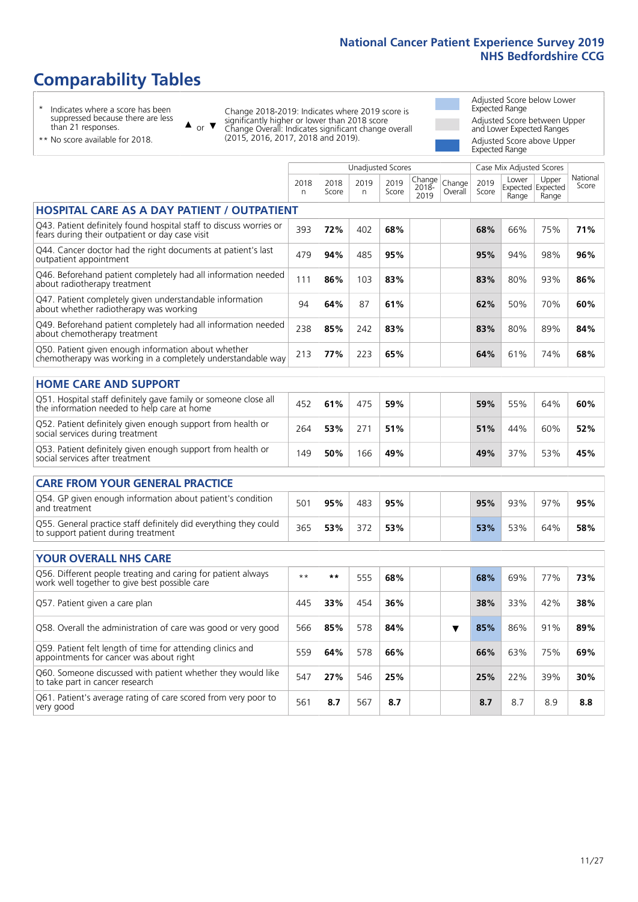# Comparability Tables

- \* Indicates where a score has been suppressed because there are less than 21 responses.
- \*\* No score available for 2018.

▲ or ▼ Change 2018-2019: Indicates where 2019 score is significantly higher or lower than 2018 score. Change Overall: Indicates significant change overall (2015, 2016, 2017, 2018 and 2019).

- Adjusted Score below Lower Expected Range
- Adjusted Score between Upper and Lower Expected Ranges
- Adjusted Score above Upper Expected Range

| | Unadjusted Scores | | | | | | Case Mix Adjusted Scores | | | |
|---|---|---|---|---|---|---|---|---|---|---|
| | 2018 n | 2018 Score | 2019 n | 2019 Score | Change 2018-2019 | Change Overall | 2019 Score | Lower Expected Range | Upper Expected Range | National Score |
| **HOSPITAL CARE AS A DAY PATIENT / OUTPATIENT** | | | | | | | | | | |
| Q43. Patient definitely found hospital staff to discuss worries or fears during their outpatient or day case visit | 393 | **72%** | 402 | **68%** | | | **68%** | 66% | 75% | **71%** |
| Q44. Cancer doctor had the right documents at patient's last outpatient appointment | 479 | **94%** | 485 | **95%** | | | **95%** | 94% | 98% | **96%** |
| Q46. Beforehand patient completely had all information needed about radiotherapy treatment | 111 | **86%** | 103 | **83%** | | | **83%** | 80% | 93% | **86%** |
| Q47. Patient completely given understandable information about whether radiotherapy was working | 94 | **64%** | 87 | **61%** | | | **62%** | 50% | 70% | **60%** |
| Q49. Beforehand patient completely had all information needed about chemotherapy treatment | 238 | **85%** | 242 | **83%** | | | **83%** | 80% | 89% | **84%** |
| Q50. Patient given enough information about whether chemotherapy was working in a completely understandable way | 213 | **77%** | 223 | **65%** | | | **64%** | 61% | 74% | **68%** |
| **HOME CARE AND SUPPORT** | | | | | | | | | | |
| Q51. Hospital staff definitely gave family or someone close all the information needed to help care at home | 452 | **61%** | 475 | **59%** | | | **59%** | 55% | 64% | **60%** |
| Q52. Patient definitely given enough support from health or social services during treatment | 264 | **53%** | 271 | **51%** | | | **51%** | 44% | 60% | **52%** |
| Q53. Patient definitely given enough support from health or social services after treatment | 149 | **50%** | 166 | **49%** | | | **49%** | 37% | 53% | **45%** |
| **CARE FROM YOUR GENERAL PRACTICE** | | | | | | | | | | |
| Q54. GP given enough information about patient's condition and treatment | 501 | **95%** | 483 | **95%** | | | **95%** | 93% | 97% | **95%** |
| Q55. General practice staff definitely did everything they could to support patient during treatment | 365 | **53%** | 372 | **53%** | | | **53%** | 53% | 64% | **58%** |
| **YOUR OVERALL NHS CARE** | | | | | | | | | | |
| Q56. Different people treating and caring for patient always work well together to give best possible care | ** | ** | 555 | **68%** | | | **68%** | 69% | 77% | **73%** |
| Q57. Patient given a care plan | 445 | **33%** | 454 | **36%** | | | **38%** | 33% | 42% | **38%** |
| Q58. Overall the administration of care was good or very good | 566 | **85%** | 578 | **84%** | | ▼ | **85%** | 86% | 91% | **89%** |
| Q59. Patient felt length of time for attending clinics and appointments for cancer was about right | 559 | **64%** | 578 | **66%** | | | **66%** | 63% | 75% | **69%** |
| Q60. Someone discussed with patient whether they would like to take part in cancer research | 547 | **27%** | 546 | **25%** | | | **25%** | 22% | 39% | **30%** |
| Q61. Patient's average rating of care scored from very poor to very good | 561 | **8.7** | 567 | **8.7** | | | **8.7** | 8.7 | 8.9 | **8.8** |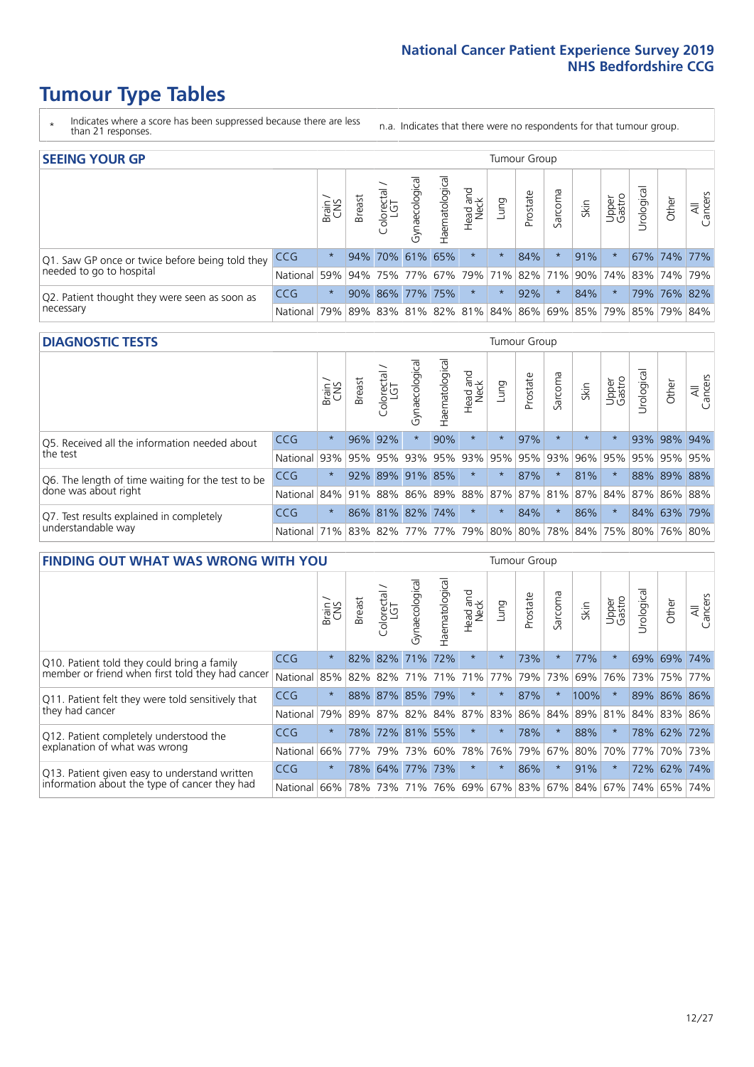# Tumour Type Tables

\* Indicates where a score has been suppressed because there are less than 21 responses.

n.a. Indicates that there were no respondents for that tumour group.

## SEEING YOUR GP

| | | Brain / CNS | Breast | Colorectal / LGT | Gynaecological | Haematological | Head and Neck | Lung | Prostate | Sarcoma | Skin | Upper Gastro | Urological | Other | All Cancers |
|---|---|---|---|---|---|---|---|---|---|---|---|---|---|---|---|
| Q1. Saw GP once or twice before being told they needed to go to hospital | CCG | * | 94% | 70% | 61% | 65% | * | * | 84% | * | 91% | * | 67% | 74% | 77% |
| | National | 59% | 94% | 75% | 77% | 67% | 79% | 71% | 82% | 71% | 90% | 74% | 83% | 74% | 79% |
| Q2. Patient thought they were seen as soon as necessary | CCG | * | 90% | 86% | 77% | 75% | * | * | 92% | * | 84% | * | 79% | 76% | 82% |
| | National | 79% | 89% | 83% | 81% | 82% | 81% | 84% | 86% | 69% | 85% | 79% | 85% | 79% | 84% |

## DIAGNOSTIC TESTS

| | | Brain / CNS | Breast | Colorectal / LGT | Gynaecological | Haematological | Head and Neck | Lung | Prostate | Sarcoma | Skin | Upper Gastro | Urological | Other | All Cancers |
|---|---|---|---|---|---|---|---|---|---|---|---|---|---|---|---|
| Q5. Received all the information needed about the test | CCG | * | 96% | 92% | * | 90% | * | * | 97% | * | * | * | 93% | 98% | 94% |
| | National | 93% | 95% | 95% | 93% | 95% | 93% | 95% | 95% | 93% | 96% | 95% | 95% | 95% | 95% |
| Q6. The length of time waiting for the test to be done was about right | CCG | * | 92% | 89% | 91% | 85% | * | * | 87% | * | 81% | * | 88% | 89% | 88% |
| | National | 84% | 91% | 88% | 86% | 89% | 88% | 87% | 87% | 81% | 87% | 84% | 87% | 86% | 88% |
| Q7. Test results explained in completely understandable way | CCG | * | 86% | 81% | 82% | 74% | * | * | 84% | * | 86% | * | 84% | 63% | 79% |
| | National | 71% | 83% | 82% | 77% | 77% | 79% | 80% | 80% | 78% | 84% | 75% | 80% | 76% | 80% |

## FINDING OUT WHAT WAS WRONG WITH YOU

| | | Brain / CNS | Breast | Colorectal / LGT | Gynaecological | Haematological | Head and Neck | Lung | Prostate | Sarcoma | Skin | Upper Gastro | Urological | Other | All Cancers |
|---|---|---|---|---|---|---|---|---|---|---|---|---|---|---|---|
| Q10. Patient told they could bring a family member or friend when first told they had cancer | CCG | * | 82% | 82% | 71% | 72% | * | * | 73% | * | 77% | * | 69% | 69% | 74% |
| | National | 85% | 82% | 82% | 71% | 71% | 71% | 77% | 79% | 73% | 69% | 76% | 73% | 75% | 77% |
| Q11. Patient felt they were told sensitively that they had cancer | CCG | * | 88% | 87% | 85% | 79% | * | * | 87% | * | 100% | * | 89% | 86% | 86% |
| | National | 79% | 89% | 87% | 82% | 84% | 87% | 83% | 86% | 84% | 89% | 81% | 84% | 83% | 86% |
| Q12. Patient completely understood the explanation of what was wrong | CCG | * | 78% | 72% | 81% | 55% | * | * | 78% | * | 88% | * | 78% | 62% | 72% |
| | National | 66% | 77% | 79% | 73% | 60% | 78% | 76% | 79% | 67% | 80% | 70% | 77% | 70% | 73% |
| Q13. Patient given easy to understand written information about the type of cancer they had | CCG | * | 78% | 64% | 77% | 73% | * | * | 86% | * | 91% | * | 72% | 62% | 74% |
| | National | 66% | 78% | 73% | 71% | 76% | 69% | 67% | 83% | 67% | 84% | 67% | 74% | 65% | 74% |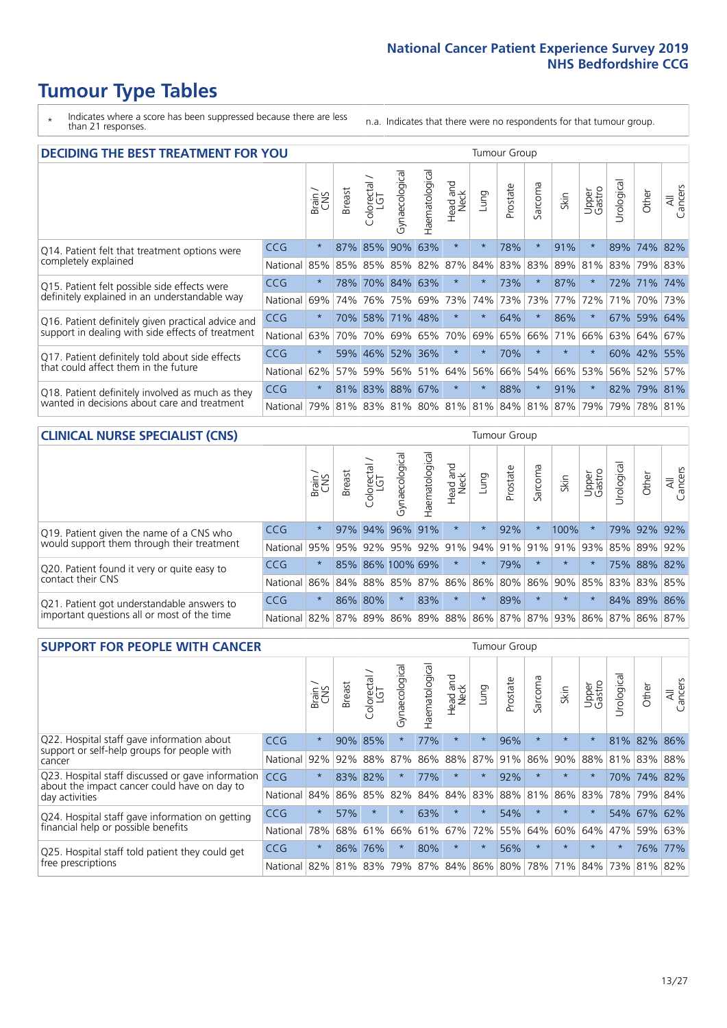# Tumour Type Tables

\* Indicates where a score has been suppressed because there are less than 21 responses.

n.a. Indicates that there were no respondents for that tumour group.

## DECIDING THE BEST TREATMENT FOR YOU

| | | Brain / CNS | Breast | Colorectal / LGT | Gynaecological | Haematological | Head and Neck | Lung | Prostate | Sarcoma | Skin | Upper Gastro | Urological | Other | All Cancers |
|---|---|---|---|---|---|---|---|---|---|---|---|---|---|---|---|
| Q14. Patient felt that treatment options were completely explained | CCG | * | 87% | 85% | 90% | 63% | * | * | 78% | * | 91% | * | 89% | 74% | 82% |
| | National | 85% | 85% | 85% | 85% | 82% | 87% | 84% | 83% | 83% | 89% | 81% | 83% | 79% | 83% |
| Q15. Patient felt possible side effects were definitely explained in an understandable way | CCG | * | 78% | 70% | 84% | 63% | * | * | 73% | * | 87% | * | 72% | 71% | 74% |
| | National | 69% | 74% | 76% | 75% | 69% | 73% | 74% | 73% | 73% | 77% | 72% | 71% | 70% | 73% |
| Q16. Patient definitely given practical advice and support in dealing with side effects of treatment | CCG | * | 70% | 58% | 71% | 48% | * | * | 64% | * | 86% | * | 67% | 59% | 64% |
| | National | 63% | 70% | 70% | 69% | 65% | 70% | 69% | 65% | 66% | 71% | 66% | 63% | 64% | 67% |
| Q17. Patient definitely told about side effects that could affect them in the future | CCG | * | 59% | 46% | 52% | 36% | * | * | 70% | * | * | * | 60% | 42% | 55% |
| | National | 62% | 57% | 59% | 56% | 51% | 64% | 56% | 66% | 54% | 66% | 53% | 56% | 52% | 57% |
| Q18. Patient definitely involved as much as they wanted in decisions about care and treatment | CCG | * | 81% | 83% | 88% | 67% | * | * | 88% | * | 91% | * | 82% | 79% | 81% |
| | National | 79% | 81% | 83% | 81% | 80% | 81% | 81% | 84% | 81% | 87% | 79% | 79% | 78% | 81% |

## CLINICAL NURSE SPECIALIST (CNS)

| | | Brain / CNS | Breast | Colorectal / LGT | Gynaecological | Haematological | Head and Neck | Lung | Prostate | Sarcoma | Skin | Upper Gastro | Urological | Other | All Cancers |
|---|---|---|---|---|---|---|---|---|---|---|---|---|---|---|---|
| Q19. Patient given the name of a CNS who would support them through their treatment | CCG | * | 97% | 94% | 96% | 91% | * | * | 92% | * | 100% | * | 79% | 92% | 92% |
| | National | 95% | 95% | 92% | 95% | 92% | 91% | 94% | 91% | 91% | 91% | 93% | 85% | 89% | 92% |
| Q20. Patient found it very or quite easy to contact their CNS | CCG | * | 85% | 86% | 100% | 69% | * | * | 79% | * | * | * | 75% | 88% | 82% |
| | National | 86% | 84% | 88% | 85% | 87% | 86% | 86% | 80% | 86% | 90% | 85% | 83% | 83% | 85% |
| Q21. Patient got understandable answers to important questions all or most of the time | CCG | * | 86% | 80% | * | 83% | * | * | 89% | * | * | * | 84% | 89% | 86% |
| | National | 82% | 87% | 89% | 86% | 89% | 88% | 86% | 87% | 87% | 93% | 86% | 87% | 86% | 87% |

## SUPPORT FOR PEOPLE WITH CANCER

| | | Brain / CNS | Breast | Colorectal / LGT | Gynaecological | Haematological | Head and Neck | Lung | Prostate | Sarcoma | Skin | Upper Gastro | Urological | Other | All Cancers |
|---|---|---|---|---|---|---|---|---|---|---|---|---|---|---|---|
| Q22. Hospital staff gave information about support or self-help groups for people with cancer | CCG | * | 90% | 85% | * | 77% | * | * | 96% | * | * | * | 81% | 82% | 86% |
| | National | 92% | 92% | 88% | 87% | 86% | 88% | 87% | 91% | 86% | 90% | 88% | 81% | 83% | 88% |
| Q23. Hospital staff discussed or gave information about the impact cancer could have on day to day activities | CCG | * | 83% | 82% | * | 77% | * | * | 92% | * | * | * | 70% | 74% | 82% |
| | National | 84% | 86% | 85% | 82% | 84% | 84% | 83% | 88% | 81% | 86% | 83% | 78% | 79% | 84% |
| Q24. Hospital staff gave information on getting financial help or possible benefits | CCG | * | 57% | * | * | 63% | * | * | 54% | * | * | * | 54% | 67% | 62% |
| | National | 78% | 68% | 61% | 66% | 61% | 67% | 72% | 55% | 64% | 60% | 64% | 47% | 59% | 63% |
| Q25. Hospital staff told patient they could get free prescriptions | CCG | * | 86% | 76% | * | 80% | * | * | 56% | * | * | * | * | 76% | 77% |
| | National | 82% | 81% | 83% | 79% | 87% | 84% | 86% | 80% | 78% | 71% | 84% | 73% | 81% | 82% |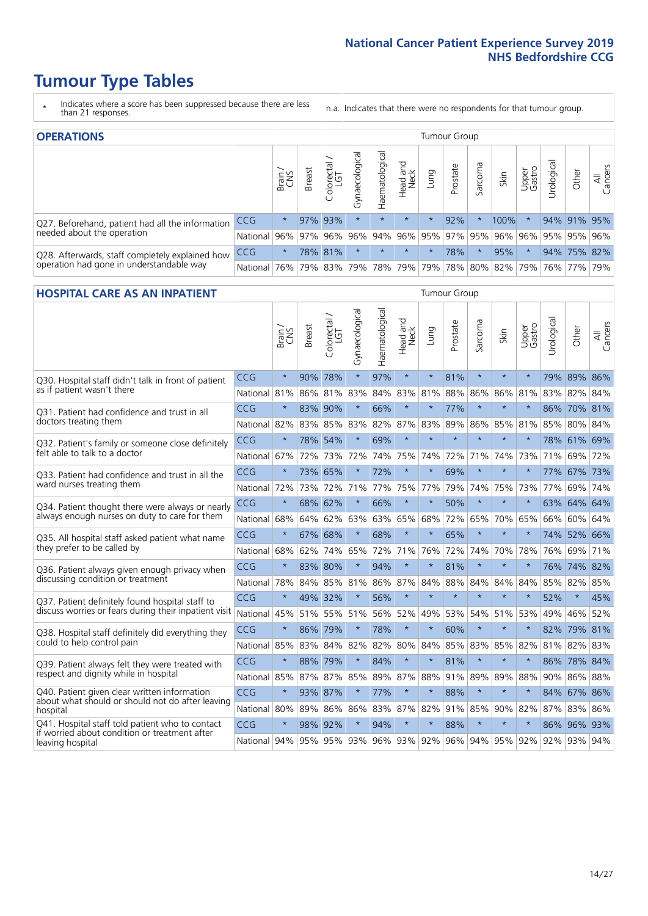National Cancer Patient Experience Survey 2019
NHS Bedfordshire CCG

# Tumour Type Tables

\* Indicates where a score has been suppressed because there are less than 21 responses.

n.a. Indicates that there were no respondents for that tumour group.

## OPERATIONS

| | | Brain / CNS | Breast | Colorectal / LGT | Gynaecological | Haematological | Head and Neck | Lung | Prostate | Sarcoma | Skin | Upper Gastro | Urological | Other | All Cancers |
|---|---|---|---|---|---|---|---|---|---|---|---|---|---|---|---|
| Q27. Beforehand, patient had all the information needed about the operation | CCG | * | 97% | 93% | * | * | * | * | 92% | * | 100% | * | 94% | 91% | 95% |
| | National | 96% | 97% | 96% | 96% | 94% | 96% | 95% | 97% | 95% | 96% | 96% | 95% | 95% | 96% |
| Q28. Afterwards, staff completely explained how operation had gone in understandable way | CCG | * | 78% | 81% | * | * | * | * | 78% | * | 95% | * | 94% | 75% | 82% |
| | National | 76% | 79% | 83% | 79% | 78% | 79% | 79% | 78% | 80% | 82% | 79% | 76% | 77% | 79% |

## HOSPITAL CARE AS AN INPATIENT

| | | Brain / CNS | Breast | Colorectal / LGT | Gynaecological | Haematological | Head and Neck | Lung | Prostate | Sarcoma | Skin | Upper Gastro | Urological | Other | All Cancers |
|---|---|---|---|---|---|---|---|---|---|---|---|---|---|---|---|
| Q30. Hospital staff didn't talk in front of patient as if patient wasn't there | CCG | * | 90% | 78% | * | 97% | * | * | 81% | * | * | * | 79% | 89% | 86% |
| | National | 81% | 86% | 81% | 83% | 84% | 83% | 81% | 88% | 86% | 86% | 81% | 83% | 82% | 84% |
| Q31. Patient had confidence and trust in all doctors treating them | CCG | * | 83% | 90% | * | 66% | * | * | 77% | * | * | * | 86% | 70% | 81% |
| | National | 82% | 83% | 85% | 83% | 82% | 87% | 83% | 89% | 86% | 85% | 81% | 85% | 80% | 84% |
| Q32. Patient's family or someone close definitely felt able to talk to a doctor | CCG | * | 78% | 54% | * | 69% | * | * | * | * | * | * | 78% | 61% | 69% |
| | National | 67% | 72% | 73% | 72% | 74% | 75% | 74% | 72% | 71% | 74% | 73% | 71% | 69% | 72% |
| Q33. Patient had confidence and trust in all the ward nurses treating them | CCG | * | 73% | 65% | * | 72% | * | * | 69% | * | * | * | 77% | 67% | 73% |
| | National | 72% | 73% | 72% | 71% | 77% | 75% | 77% | 79% | 74% | 75% | 73% | 77% | 69% | 74% |
| Q34. Patient thought there were always or nearly always enough nurses on duty to care for them | CCG | * | 68% | 62% | * | 66% | * | * | 50% | * | * | * | 63% | 64% | 64% |
| | National | 68% | 64% | 62% | 63% | 63% | 65% | 68% | 72% | 65% | 70% | 65% | 66% | 60% | 64% |
| Q35. All hospital staff asked patient what name they prefer to be called by | CCG | * | 67% | 68% | * | 68% | * | * | 65% | * | * | * | 74% | 52% | 66% |
| | National | 68% | 62% | 74% | 65% | 72% | 71% | 76% | 72% | 74% | 70% | 78% | 76% | 69% | 71% |
| Q36. Patient always given enough privacy when discussing condition or treatment | CCG | * | 83% | 80% | * | 94% | * | * | 81% | * | * | * | 76% | 74% | 82% |
| | National | 78% | 84% | 85% | 81% | 86% | 87% | 84% | 88% | 84% | 84% | 84% | 85% | 82% | 85% |
| Q37. Patient definitely found hospital staff to discuss worries or fears during their inpatient visit | CCG | * | 49% | 32% | * | 56% | * | * | * | * | * | * | 52% | * | 45% |
| | National | 45% | 51% | 55% | 51% | 56% | 52% | 49% | 53% | 54% | 51% | 53% | 49% | 46% | 52% |
| Q38. Hospital staff definitely did everything they could to help control pain | CCG | * | 86% | 79% | * | 78% | * | * | 60% | * | * | * | 82% | 79% | 81% |
| | National | 85% | 83% | 84% | 82% | 82% | 80% | 84% | 85% | 83% | 85% | 82% | 81% | 82% | 83% |
| Q39. Patient always felt they were treated with respect and dignity while in hospital | CCG | * | 88% | 79% | * | 84% | * | * | 81% | * | * | * | 86% | 78% | 84% |
| | National | 85% | 87% | 87% | 85% | 89% | 87% | 88% | 91% | 89% | 89% | 88% | 90% | 86% | 88% |
| Q40. Patient given clear written information about what should or should not do after leaving hospital | CCG | * | 93% | 87% | * | 77% | * | * | 88% | * | * | * | 84% | 67% | 86% |
| | National | 80% | 89% | 86% | 86% | 83% | 87% | 82% | 91% | 85% | 90% | 82% | 87% | 83% | 86% |
| Q41. Hospital staff told patient who to contact if worried about condition or treatment after leaving hospital | CCG | * | 98% | 92% | * | 94% | * | * | 88% | * | * | * | 86% | 96% | 93% |
| | National | 94% | 95% | 95% | 93% | 96% | 93% | 92% | 96% | 94% | 95% | 92% | 92% | 93% | 94% |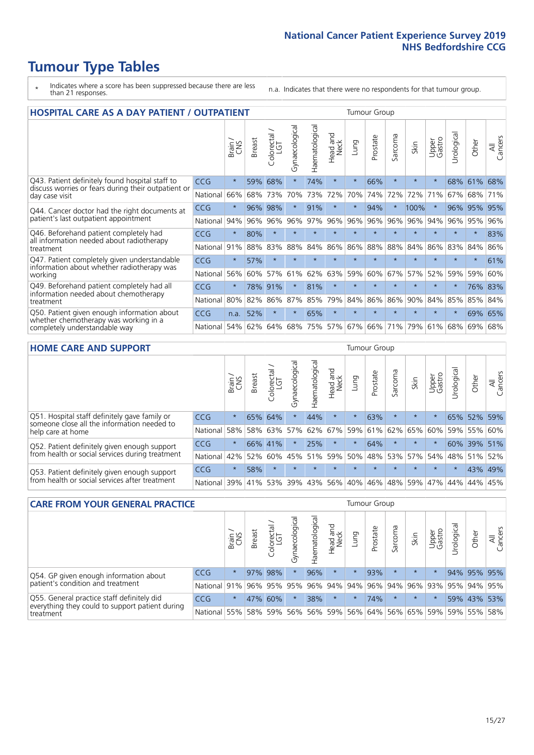# Tumour Type Tables

\* Indicates where a score has been suppressed because there are less than 21 responses.

n.a. Indicates that there were no respondents for that tumour group.

## HOSPITAL CARE AS A DAY PATIENT / OUTPATIENT

| | | Brain / CNS | Breast | Colorectal / LGT | Gynaecological | Haematological | Head and Neck | Lung | Prostate | Sarcoma | Skin | Upper Gastro | Urological | Other | All Cancers |
|---|---|---|---|---|---|---|---|---|---|---|---|---|---|---|---|
| Q43. Patient definitely found hospital staff to discuss worries or fears during their outpatient or day case visit | CCG | * | 59% | 68% | * | 74% | * | * | 66% | * | * | * | 68% | 61% | 68% |
| | National | 66% | 68% | 73% | 70% | 73% | 72% | 70% | 74% | 72% | 72% | 71% | 67% | 68% | 71% |
| Q44. Cancer doctor had the right documents at patient's last outpatient appointment | CCG | * | 96% | 98% | * | 91% | * | * | 94% | * | 100% | * | 96% | 95% | 95% |
| | National | 94% | 96% | 96% | 96% | 97% | 96% | 96% | 96% | 96% | 96% | 94% | 96% | 95% | 96% |
| Q46. Beforehand patient completely had all information needed about radiotherapy treatment | CCG | * | 80% | * | * | * | * | * | * | * | * | * | * | * | 83% |
| | National | 91% | 88% | 83% | 88% | 84% | 86% | 86% | 88% | 88% | 84% | 86% | 83% | 84% | 86% |
| Q47. Patient completely given understandable information about whether radiotherapy was working | CCG | * | 57% | * | * | * | * | * | * | * | * | * | * | * | 61% |
| | National | 56% | 60% | 57% | 61% | 62% | 63% | 59% | 60% | 67% | 57% | 52% | 59% | 59% | 60% |
| Q49. Beforehand patient completely had all information needed about chemotherapy treatment | CCG | * | 78% | 91% | * | 81% | * | * | * | * | * | * | * | 76% | 83% |
| | National | 80% | 82% | 86% | 87% | 85% | 79% | 84% | 86% | 86% | 90% | 84% | 85% | 85% | 84% |
| Q50. Patient given enough information about whether chemotherapy was working in a completely understandable way | CCG | n.a. | 52% | * | * | 65% | * | * | * | * | * | * | * | 69% | 65% |
| | National | 54% | 62% | 64% | 68% | 75% | 57% | 67% | 66% | 71% | 79% | 61% | 68% | 69% | 68% |

## HOME CARE AND SUPPORT

| | | Brain / CNS | Breast | Colorectal / LGT | Gynaecological | Haematological | Head and Neck | Lung | Prostate | Sarcoma | Skin | Upper Gastro | Urological | Other | All Cancers |
|---|---|---|---|---|---|---|---|---|---|---|---|---|---|---|---|
| Q51. Hospital staff definitely gave family or someone close all the information needed to help care at home | CCG | * | 65% | 64% | * | 44% | * | * | 63% | * | * | * | 65% | 52% | 59% |
| | National | 58% | 58% | 63% | 57% | 62% | 67% | 59% | 61% | 62% | 65% | 60% | 59% | 55% | 60% |
| Q52. Patient definitely given enough support from health or social services during treatment | CCG | * | 66% | 41% | * | 25% | * | * | 64% | * | * | * | 60% | 39% | 51% |
| | National | 42% | 52% | 60% | 45% | 51% | 59% | 50% | 48% | 53% | 57% | 54% | 48% | 51% | 52% |
| Q53. Patient definitely given enough support from health or social services after treatment | CCG | * | 58% | * | * | * | * | * | * | * | * | * | * | 43% | 49% |
| | National | 39% | 41% | 53% | 39% | 43% | 56% | 40% | 46% | 48% | 59% | 47% | 44% | 44% | 45% |

## CARE FROM YOUR GENERAL PRACTICE

| | | Brain / CNS | Breast | Colorectal / LGT | Gynaecological | Haematological | Head and Neck | Lung | Prostate | Sarcoma | Skin | Upper Gastro | Urological | Other | All Cancers |
|---|---|---|---|---|---|---|---|---|---|---|---|---|---|---|---|
| Q54. GP given enough information about patient's condition and treatment | CCG | * | 97% | 98% | * | 96% | * | * | 93% | * | * | * | 94% | 95% | 95% |
| | National | 91% | 96% | 95% | 95% | 96% | 94% | 94% | 96% | 94% | 96% | 93% | 95% | 94% | 95% |
| Q55. General practice staff definitely did everything they could to support patient during treatment | CCG | * | 47% | 60% | * | 38% | * | * | 74% | * | * | * | 59% | 43% | 53% |
| | National | 55% | 58% | 59% | 56% | 56% | 59% | 56% | 64% | 56% | 65% | 59% | 59% | 55% | 58% |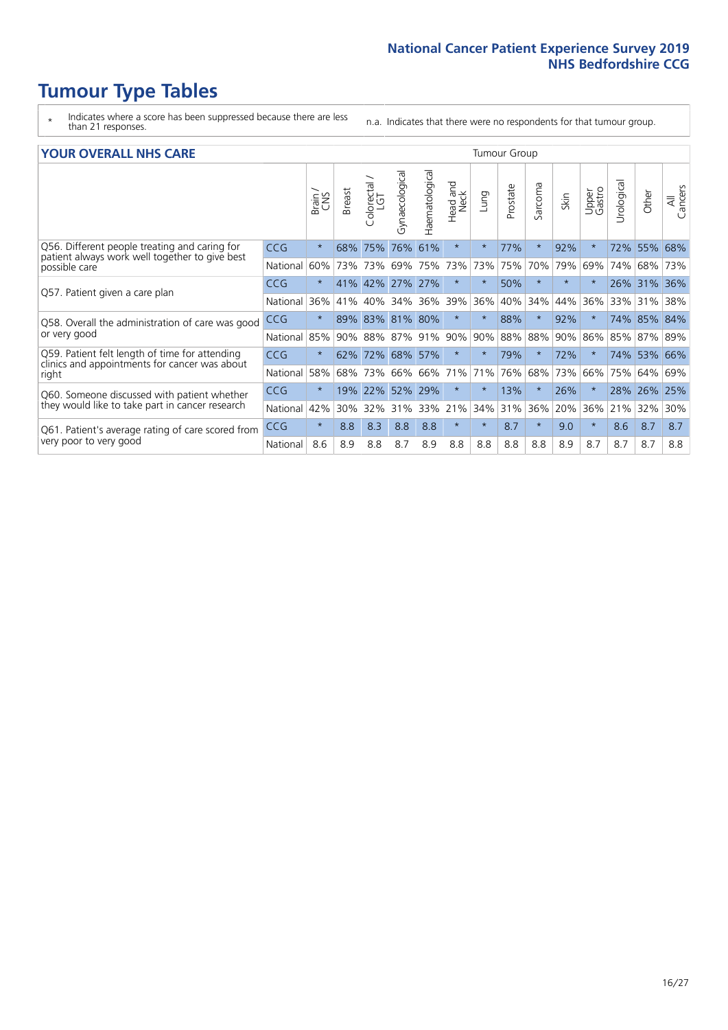# Tumour Type Tables

\* Indicates where a score has been suppressed because there are less than 21 responses.

n.a. Indicates that there were no respondents for that tumour group.

## YOUR OVERALL NHS CARE

| | | Brain / CNS | Breast | Colorectal / LGT | Gynaecological | Haematological | Head and Neck | Lung | Prostate | Sarcoma | Skin | Upper Gastro | Urological | Other | All Cancers |
|---|---|---|---|---|---|---|---|---|---|---|---|---|---|---|---|
| Q56. Different people treating and caring for patient always work well together to give best possible care | CCG | * | 68% | 75% | 76% | 61% | * | * | 77% | * | 92% | * | 72% | 55% | 68% |
| | National | 60% | 73% | 73% | 69% | 75% | 73% | 73% | 75% | 70% | 79% | 69% | 74% | 68% | 73% |
| Q57. Patient given a care plan | CCG | * | 41% | 42% | 27% | 27% | * | * | 50% | * | * | * | 26% | 31% | 36% |
| | National | 36% | 41% | 40% | 34% | 36% | 39% | 36% | 40% | 34% | 44% | 36% | 33% | 31% | 38% |
| Q58. Overall the administration of care was good or very good | CCG | * | 89% | 83% | 81% | 80% | * | * | 88% | * | 92% | * | 74% | 85% | 84% |
| | National | 85% | 90% | 88% | 87% | 91% | 90% | 90% | 88% | 88% | 90% | 86% | 85% | 87% | 89% |
| Q59. Patient felt length of time for attending clinics and appointments for cancer was about right | CCG | * | 62% | 72% | 68% | 57% | * | * | 79% | * | 72% | * | 74% | 53% | 66% |
| | National | 58% | 68% | 73% | 66% | 66% | 71% | 71% | 76% | 68% | 73% | 66% | 75% | 64% | 69% |
| Q60. Someone discussed with patient whether they would like to take part in cancer research | CCG | * | 19% | 22% | 52% | 29% | * | * | 13% | * | 26% | * | 28% | 26% | 25% |
| | National | 42% | 30% | 32% | 31% | 33% | 21% | 34% | 31% | 36% | 20% | 36% | 21% | 32% | 30% |
| Q61. Patient's average rating of care scored from very poor to very good | CCG | * | 8.8 | 8.3 | 8.8 | 8.8 | * | * | 8.7 | * | 9.0 | * | 8.6 | 8.7 | 8.7 |
| | National | 8.6 | 8.9 | 8.8 | 8.7 | 8.9 | 8.8 | 8.8 | 8.8 | 8.8 | 8.9 | 8.7 | 8.7 | 8.7 | 8.8 |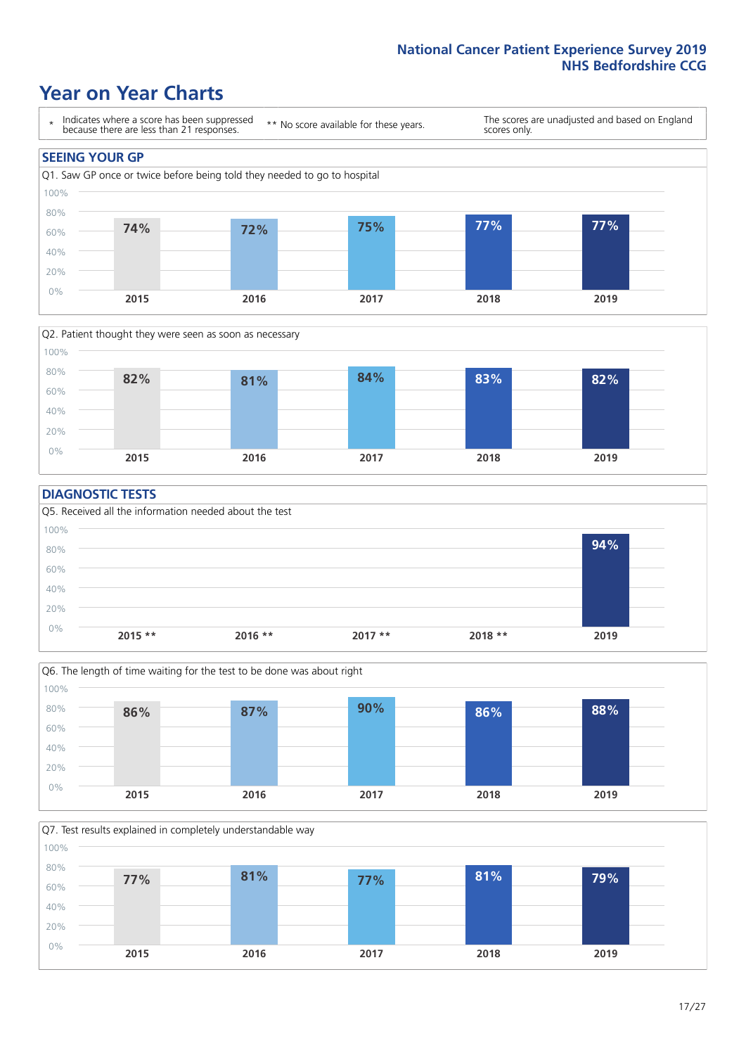## Year on Year Charts

| * Indicates where a score has been suppressed because there are less than 21 responses. | ** No score available for these years. | The scores are unadjusted and based on England scores only. |
|---|---|---|

### SEEING YOUR GP

Q1. Saw GP once or twice before being told they needed to go to hospital

| 2015 | 2016 | 2017 | 2018 | 2019 |
|---|---|---|---|---|
| 74% | 72% | 75% | 77% | 77% |

Q2. Patient thought they were seen as soon as necessary

| 2015 | 2016 | 2017 | 2018 | 2019 |
|---|---|---|---|---|
| 82% | 81% | 84% | 83% | 82% |

### DIAGNOSTIC TESTS

Q5. Received all the information needed about the test

| 2015 ** | 2016 ** | 2017 ** | 2018 ** | 2019 |
|---|---|---|---|---|
| | | | | 94% |

Q6. The length of time waiting for the test to be done was about right

| 2015 | 2016 | 2017 | 2018 | 2019 |
|---|---|---|---|---|
| 86% | 87% | 90% | 86% | 88% |

Q7. Test results explained in completely understandable way

| 2015 | 2016 | 2017 | 2018 | 2019 |
|---|---|---|---|---|
| 77% | 81% | 77% | 81% | 79% |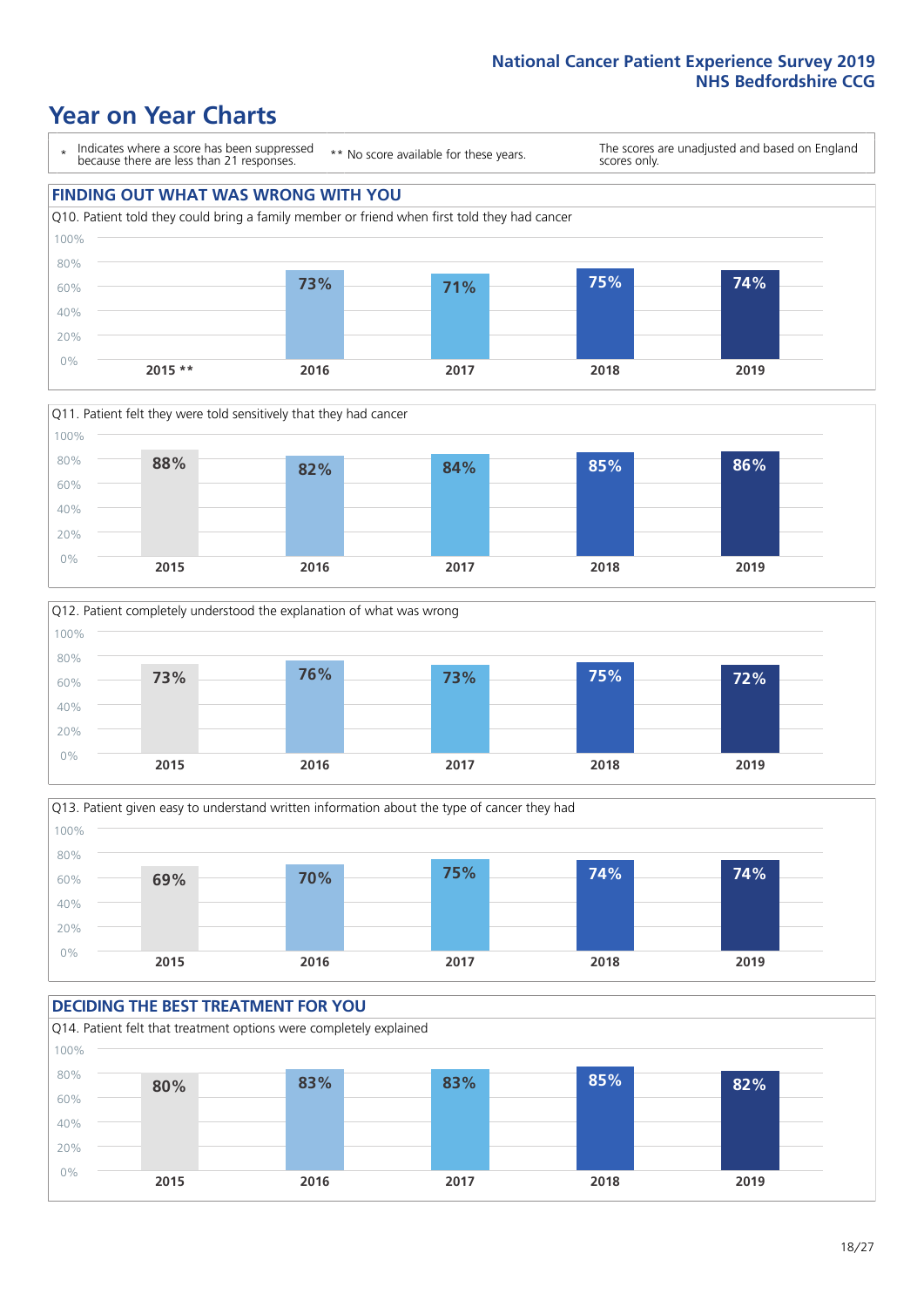# Year on Year Charts

\* Indicates where a score has been suppressed because there are less than 21 responses.

** No score available for these years.

The scores are unadjusted and based on England scores only.

## FINDING OUT WHAT WAS WRONG WITH YOU

Q10. Patient told they could bring a family member or friend when first told they had cancer

| 2015 ** | 2016 | 2017 | 2018 | 2019 |
|---|---|---|---|---|
| | 73% | 71% | 75% | 74% |

Q11. Patient felt they were told sensitively that they had cancer

| 2015 | 2016 | 2017 | 2018 | 2019 |
|---|---|---|---|---|
| 88% | 82% | 84% | 85% | 86% |

Q12. Patient completely understood the explanation of what was wrong

| 2015 | 2016 | 2017 | 2018 | 2019 |
|---|---|---|---|---|
| 73% | 76% | 73% | 75% | 72% |

Q13. Patient given easy to understand written information about the type of cancer they had

| 2015 | 2016 | 2017 | 2018 | 2019 |
|---|---|---|---|---|
| 69% | 70% | 75% | 74% | 74% |

## DECIDING THE BEST TREATMENT FOR YOU

Q14. Patient felt that treatment options were completely explained

| 2015 | 2016 | 2017 | 2018 | 2019 |
|---|---|---|---|---|
| 80% | 83% | 83% | 85% | 82% |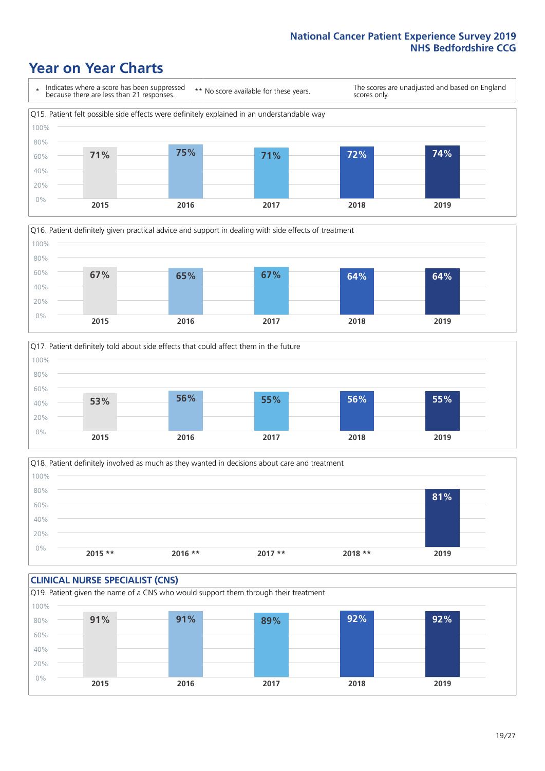# Year on Year Charts

\* Indicates where a score has been suppressed because there are less than 21 responses.

\*\* No score available for these years.

The scores are unadjusted and based on England scores only.

Q15. Patient felt possible side effects were definitely explained in an understandable way

| 2015 | 2016 | 2017 | 2018 | 2019 |
|---|---|---|---|---|
| 71% | 75% | 71% | 72% | 74% |

Q16. Patient definitely given practical advice and support in dealing with side effects of treatment

| 2015 | 2016 | 2017 | 2018 | 2019 |
|---|---|---|---|---|
| 67% | 65% | 67% | 64% | 64% |

Q17. Patient definitely told about side effects that could affect them in the future

| 2015 | 2016 | 2017 | 2018 | 2019 |
|---|---|---|---|---|
| 53% | 56% | 55% | 56% | 55% |

Q18. Patient definitely involved as much as they wanted in decisions about care and treatment

| 2015 ** | 2016 ** | 2017 ** | 2018 ** | 2019 |
|---|---|---|---|---|
| | | | | 81% |

## CLINICAL NURSE SPECIALIST (CNS)

Q19. Patient given the name of a CNS who would support them through their treatment

| 2015 | 2016 | 2017 | 2018 | 2019 |
|---|---|---|---|---|
| 91% | 91% | 89% | 92% | 92% |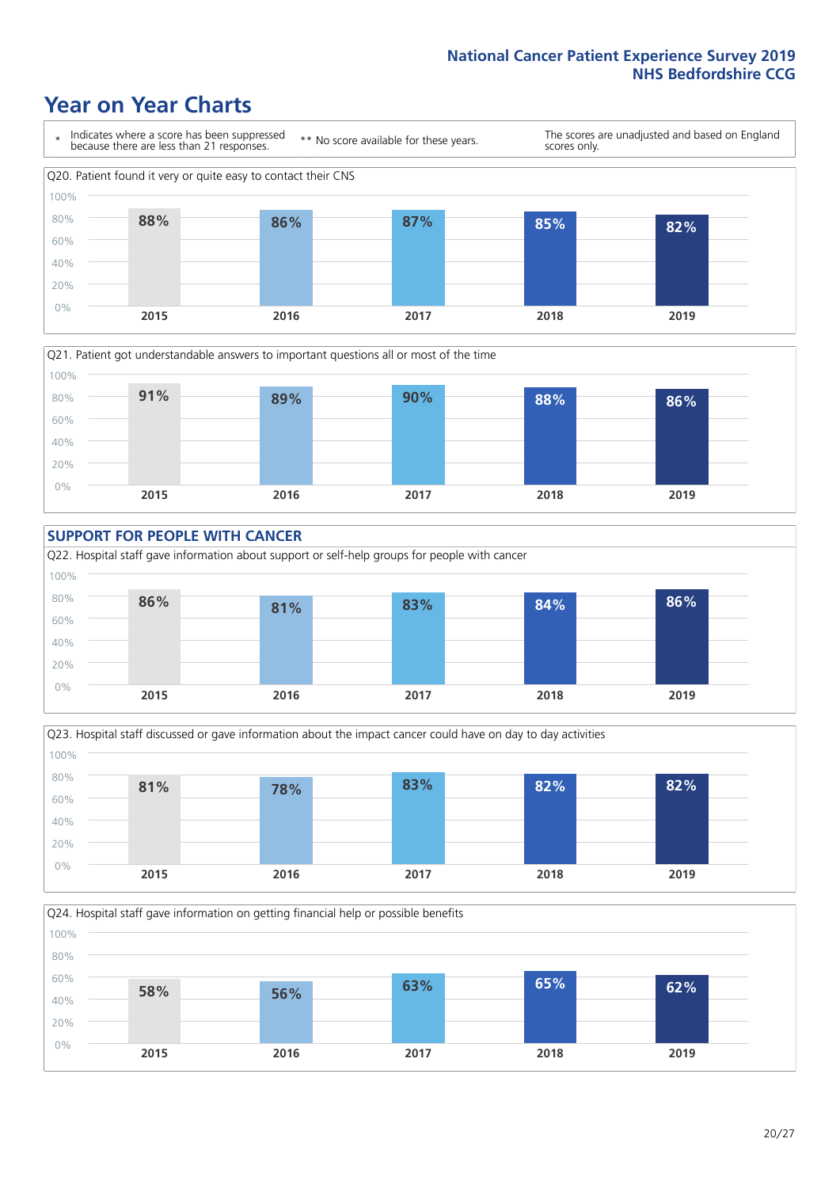# Year on Year Charts

\* Indicates where a score has been suppressed because there are less than 21 responses.

** No score available for these years.

The scores are unadjusted and based on England scores only.

Q20. Patient found it very or quite easy to contact their CNS

| 2015 | 2016 | 2017 | 2018 | 2019 |
|---|---|---|---|---|
| 88% | 86% | 87% | 85% | 82% |

Q21. Patient got understandable answers to important questions all or most of the time

| 2015 | 2016 | 2017 | 2018 | 2019 |
|---|---|---|---|---|
| 91% | 89% | 90% | 88% | 86% |

## SUPPORT FOR PEOPLE WITH CANCER

Q22. Hospital staff gave information about support or self-help groups for people with cancer

| 2015 | 2016 | 2017 | 2018 | 2019 |
|---|---|---|---|---|
| 86% | 81% | 83% | 84% | 86% |

Q23. Hospital staff discussed or gave information about the impact cancer could have on day to day activities

| 2015 | 2016 | 2017 | 2018 | 2019 |
|---|---|---|---|---|
| 81% | 78% | 83% | 82% | 82% |

Q24. Hospital staff gave information on getting financial help or possible benefits

| 2015 | 2016 | 2017 | 2018 | 2019 |
|---|---|---|---|---|
| 58% | 56% | 63% | 65% | 62% |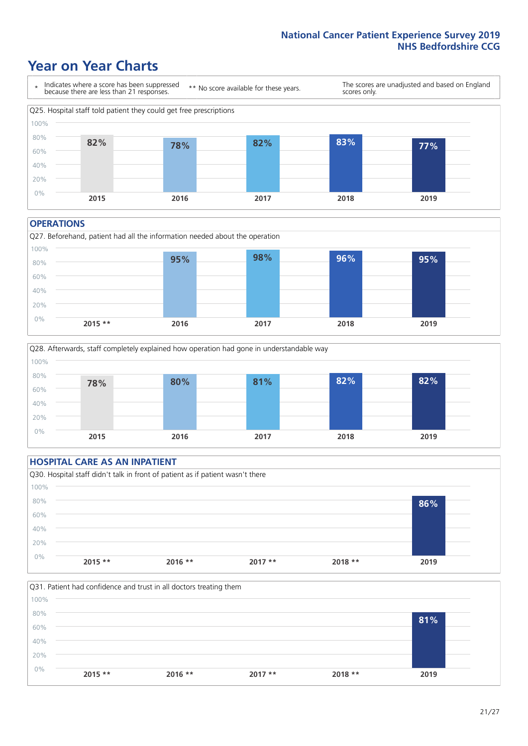# Year on Year Charts

\* Indicates where a score has been suppressed because there are less than 21 responses. ** No score available for these years. The scores are unadjusted and based on England scores only.

Q25. Hospital staff told patient they could get free prescriptions

| 2015 | 2016 | 2017 | 2018 | 2019 |
|---|---|---|---|---|
| 82% | 78% | 82% | 83% | 77% |

## OPERATIONS

Q27. Beforehand, patient had all the information needed about the operation

| 2015 ** | 2016 | 2017 | 2018 | 2019 |
|---|---|---|---|---|
| | 95% | 98% | 96% | 95% |

Q28. Afterwards, staff completely explained how operation had gone in understandable way

| 2015 | 2016 | 2017 | 2018 | 2019 |
|---|---|---|---|---|
| 78% | 80% | 81% | 82% | 82% |

## HOSPITAL CARE AS AN INPATIENT

Q30. Hospital staff didn't talk in front of patient as if patient wasn't there

| 2015 ** | 2016 ** | 2017 ** | 2018 ** | 2019 |
|---|---|---|---|---|
| | | | | 86% |

Q31. Patient had confidence and trust in all doctors treating them

| 2015 ** | 2016 ** | 2017 ** | 2018 ** | 2019 |
|---|---|---|---|---|
| | | | | 81% |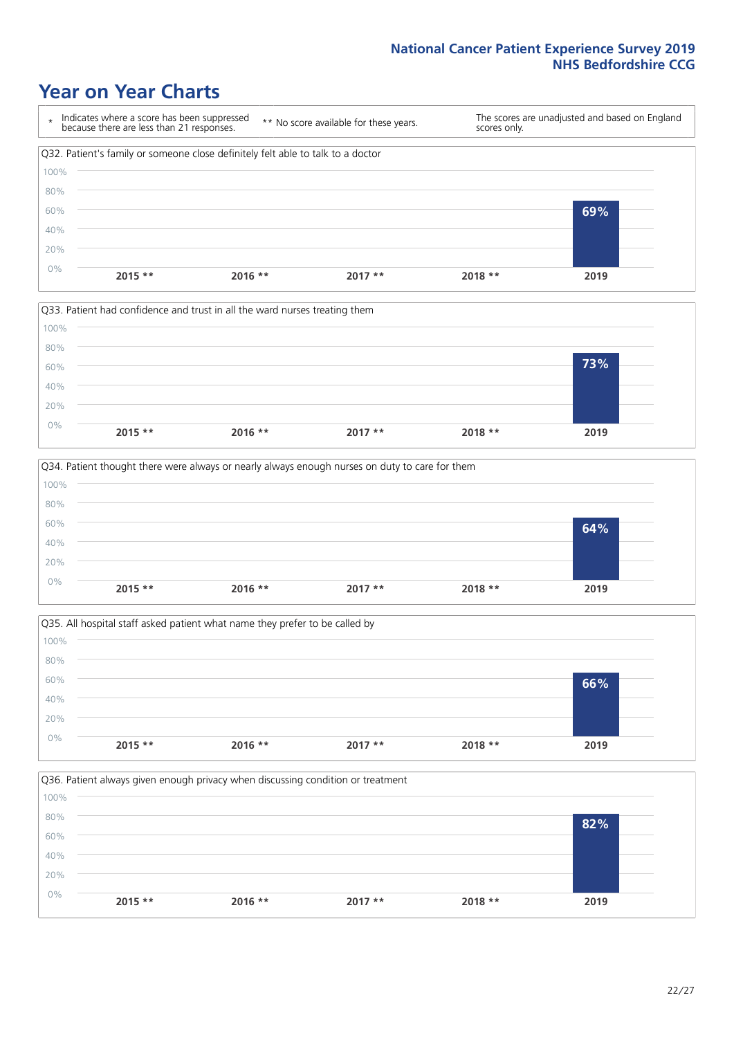# Year on Year Charts

\* Indicates where a score has been suppressed because there are less than 21 responses.

** No score available for these years.

The scores are unadjusted and based on England scores only.

Q32. Patient's family or someone close definitely felt able to talk to a doctor

| 2015 ** | 2016 ** | 2017 ** | 2018 ** | 2019 |
|---|---|---|---|---|
| | | | | 69% |

Q33. Patient had confidence and trust in all the ward nurses treating them

| 2015 ** | 2016 ** | 2017 ** | 2018 ** | 2019 |
|---|---|---|---|---|
| | | | | 73% |

Q34. Patient thought there were always or nearly always enough nurses on duty to care for them

| 2015 ** | 2016 ** | 2017 ** | 2018 ** | 2019 |
|---|---|---|---|---|
| | | | | 64% |

Q35. All hospital staff asked patient what name they prefer to be called by

| 2015 ** | 2016 ** | 2017 ** | 2018 ** | 2019 |
|---|---|---|---|---|
| | | | | 66% |

Q36. Patient always given enough privacy when discussing condition or treatment

| 2015 ** | 2016 ** | 2017 ** | 2018 ** | 2019 |
|---|---|---|---|---|
| | | | | 82% |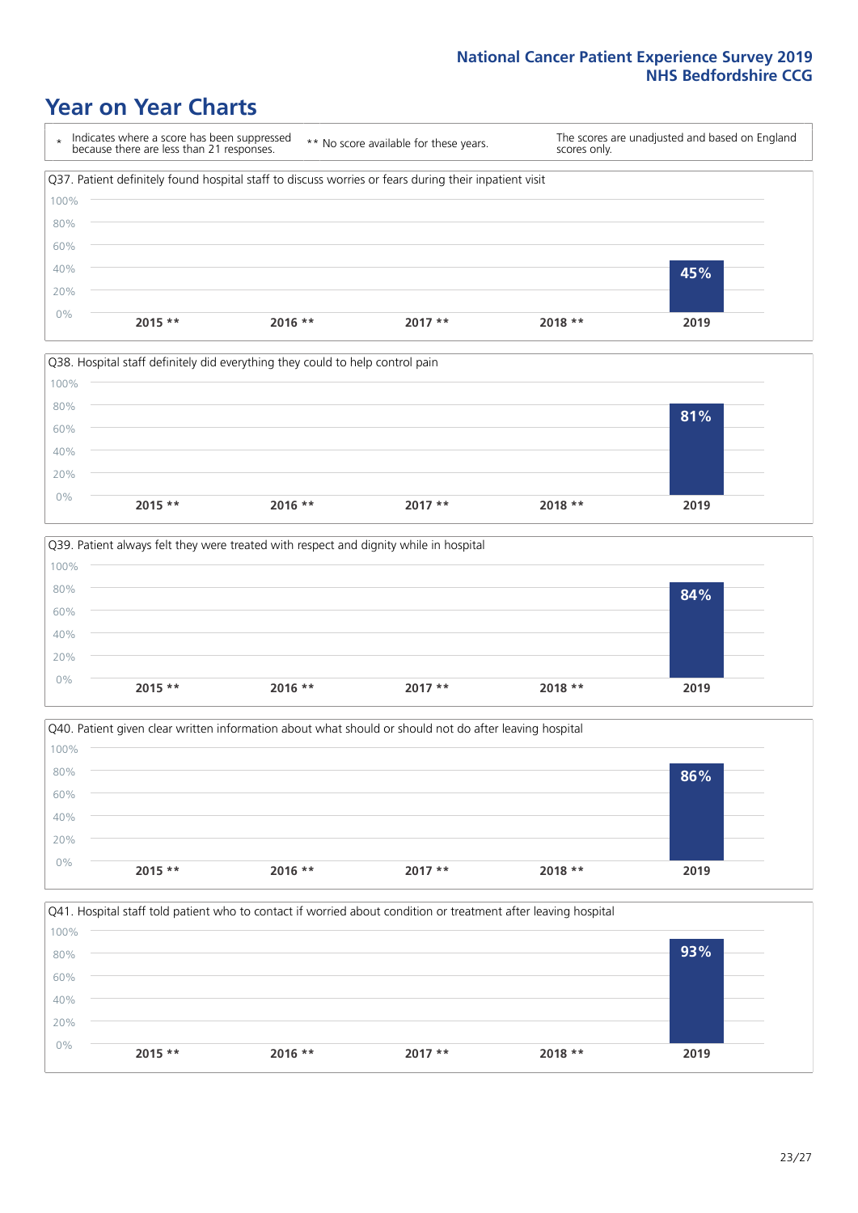# Year on Year Charts

\* Indicates where a score has been suppressed because there are less than 21 responses.

** No score available for these years.

The scores are unadjusted and based on England scores only.

Q37. Patient definitely found hospital staff to discuss worries or fears during their inpatient visit

| 2015 ** | 2016 ** | 2017 ** | 2018 ** | 2019 |
|---|---|---|---|---|
| | | | | 45% |

Q38. Hospital staff definitely did everything they could to help control pain

| 2015 ** | 2016 ** | 2017 ** | 2018 ** | 2019 |
|---|---|---|---|---|
| | | | | 81% |

Q39. Patient always felt they were treated with respect and dignity while in hospital

| 2015 ** | 2016 ** | 2017 ** | 2018 ** | 2019 |
|---|---|---|---|---|
| | | | | 84% |

Q40. Patient given clear written information about what should or should not do after leaving hospital

| 2015 ** | 2016 ** | 2017 ** | 2018 ** | 2019 |
|---|---|---|---|---|
| | | | | 86% |

Q41. Hospital staff told patient who to contact if worried about condition or treatment after leaving hospital

| 2015 ** | 2016 ** | 2017 ** | 2018 ** | 2019 |
|---|---|---|---|---|
| | | | | 93% |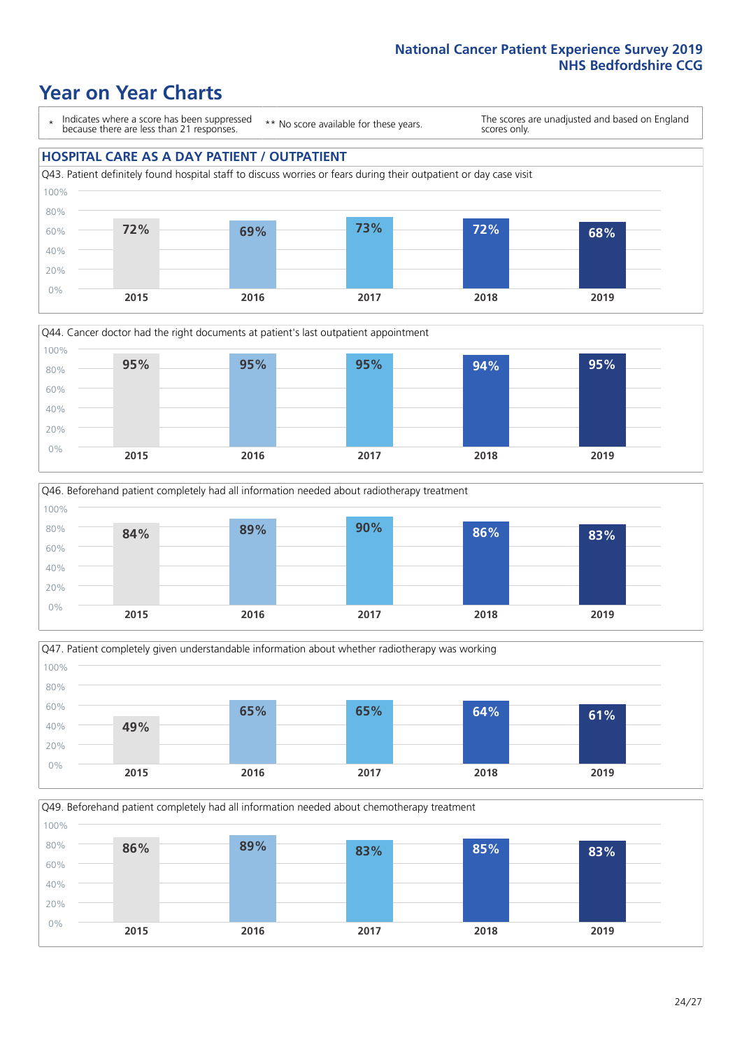National Cancer Patient Experience Survey 2019
NHS Bedfordshire CCG

# Year on Year Charts

\* Indicates where a score has been suppressed because there are less than 21 responses.

** No score available for these years.

The scores are unadjusted and based on England scores only.

## HOSPITAL CARE AS A DAY PATIENT / OUTPATIENT

Q43. Patient definitely found hospital staff to discuss worries or fears during their outpatient or day case visit

| 2015 | 2016 | 2017 | 2018 | 2019 |
|---|---|---|---|---|
| 72% | 69% | 73% | 72% | 68% |

Q44. Cancer doctor had the right documents at patient's last outpatient appointment

| 2015 | 2016 | 2017 | 2018 | 2019 |
|---|---|---|---|---|
| 95% | 95% | 95% | 94% | 95% |

Q46. Beforehand patient completely had all information needed about radiotherapy treatment

| 2015 | 2016 | 2017 | 2018 | 2019 |
|---|---|---|---|---|
| 84% | 89% | 90% | 86% | 83% |

Q47. Patient completely given understandable information about whether radiotherapy was working

| 2015 | 2016 | 2017 | 2018 | 2019 |
|---|---|---|---|---|
| 49% | 65% | 65% | 64% | 61% |

Q49. Beforehand patient completely had all information needed about chemotherapy treatment

| 2015 | 2016 | 2017 | 2018 | 2019 |
|---|---|---|---|---|
| 86% | 89% | 83% | 85% | 83% |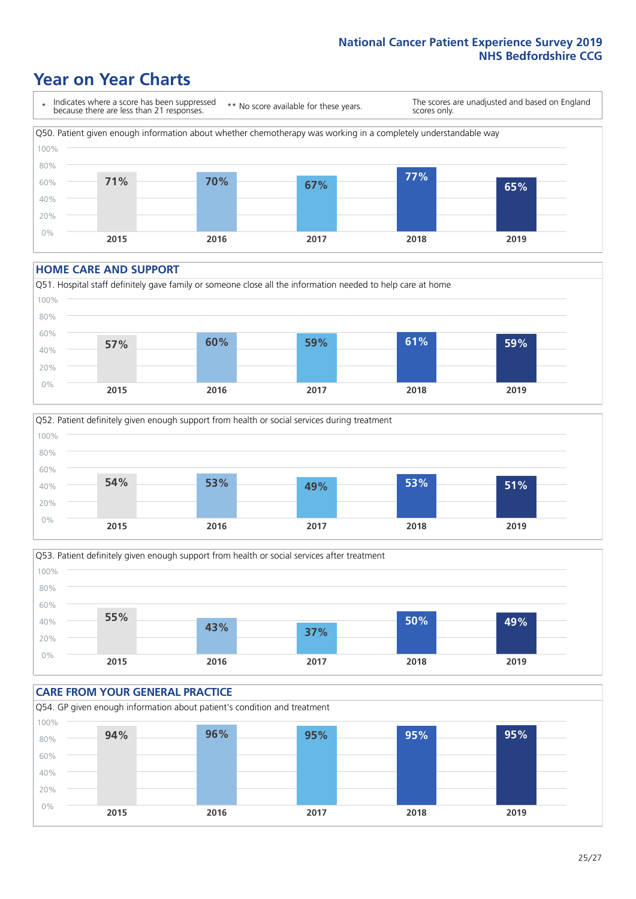# Year on Year Charts

\* Indicates where a score has been suppressed because there are less than 21 responses.

\*\* No score available for these years.

The scores are unadjusted and based on England scores only.

Q50. Patient given enough information about whether chemotherapy was working in a completely understandable way

| 2015 | 2016 | 2017 | 2018 | 2019 |
|---|---|---|---|---|
| 71% | 70% | 67% | 77% | 65% |

## HOME CARE AND SUPPORT

Q51. Hospital staff definitely gave family or someone close all the information needed to help care at home

| 2015 | 2016 | 2017 | 2018 | 2019 |
|---|---|---|---|---|
| 57% | 60% | 59% | 61% | 59% |

Q52. Patient definitely given enough support from health or social services during treatment

| 2015 | 2016 | 2017 | 2018 | 2019 |
|---|---|---|---|---|
| 54% | 53% | 49% | 53% | 51% |

Q53. Patient definitely given enough support from health or social services after treatment

| 2015 | 2016 | 2017 | 2018 | 2019 |
|---|---|---|---|---|
| 55% | 43% | 37% | 50% | 49% |

## CARE FROM YOUR GENERAL PRACTICE

Q54. GP given enough information about patient's condition and treatment

| 2015 | 2016 | 2017 | 2018 | 2019 |
|---|---|---|---|---|
| 94% | 96% | 95% | 95% | 95% |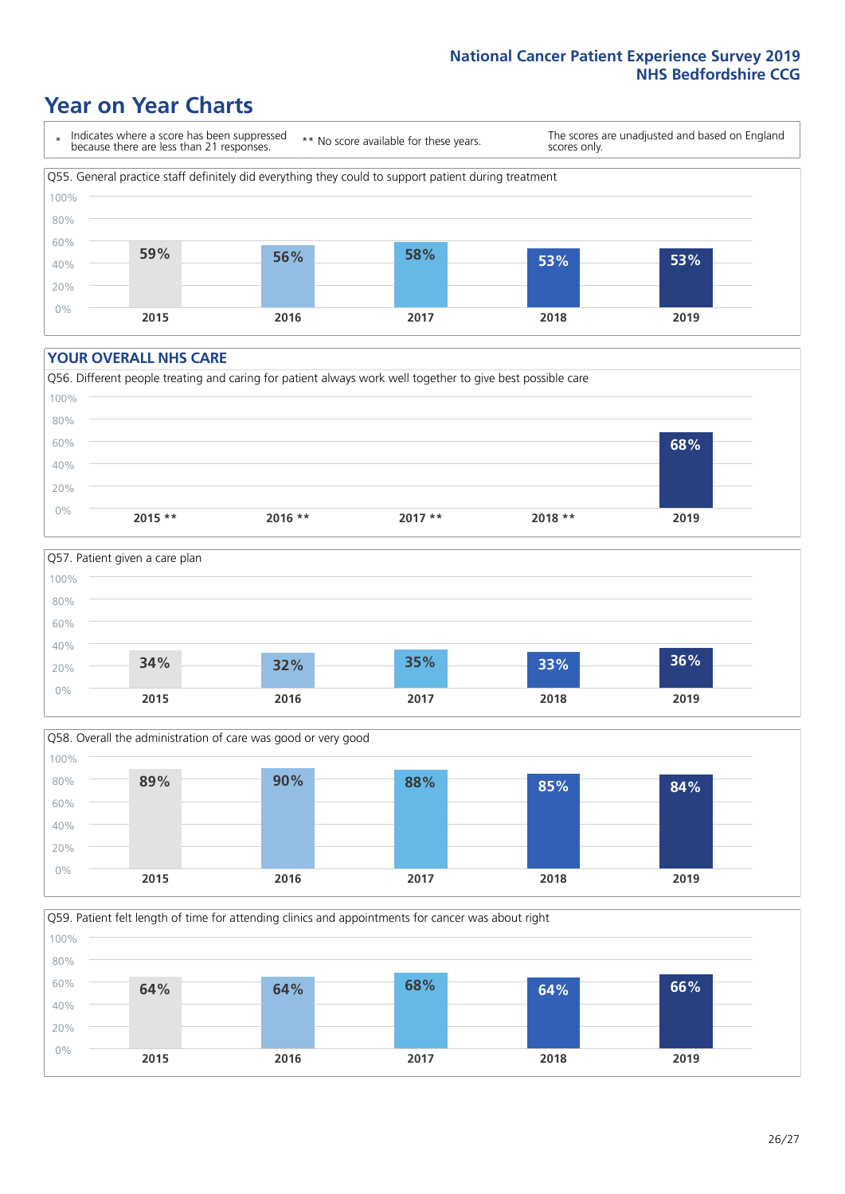# Year on Year Charts

\* Indicates where a score has been suppressed because there are less than 21 responses.

\*\* No score available for these years.

The scores are unadjusted and based on England scores only.

Q55. General practice staff definitely did everything they could to support patient during treatment

| 2015 | 2016 | 2017 | 2018 | 2019 |
|---|---|---|---|---|
| 59% | 56% | 58% | 53% | 53% |

## YOUR OVERALL NHS CARE

Q56. Different people treating and caring for patient always work well together to give best possible care

| 2015 ** | 2016 ** | 2017 ** | 2018 ** | 2019 |
|---|---|---|---|---|
| | | | | 68% |

Q57. Patient given a care plan

| 2015 | 2016 | 2017 | 2018 | 2019 |
|---|---|---|---|---|
| 34% | 32% | 35% | 33% | 36% |

Q58. Overall the administration of care was good or very good

| 2015 | 2016 | 2017 | 2018 | 2019 |
|---|---|---|---|---|
| 89% | 90% | 88% | 85% | 84% |

Q59. Patient felt length of time for attending clinics and appointments for cancer was about right

| 2015 | 2016 | 2017 | 2018 | 2019 |
|---|---|---|---|---|
| 64% | 64% | 68% | 64% | 66% |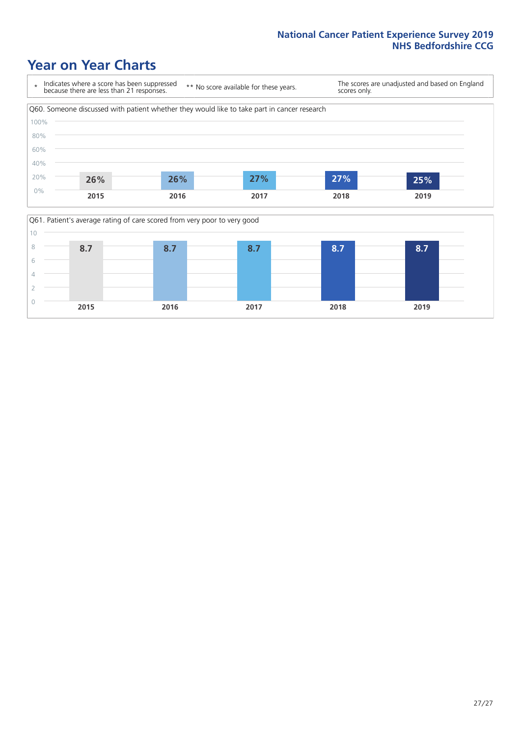# Year on Year Charts

\* Indicates where a score has been suppressed because there are less than 21 responses.

\*\* No score available for these years.

The scores are unadjusted and based on England scores only.

Q60. Someone discussed with patient whether they would like to take part in cancer research

100%
80%
60%
40%
20%
0%

26% 2015
26% 2016
27% 2017
27% 2018
25% 2019

Q61. Patient's average rating of care scored from very poor to very good

10
8
6
4
2
0

8.7 2015
8.7 2016
8.7 2017
8.7 2018
8.7 2019